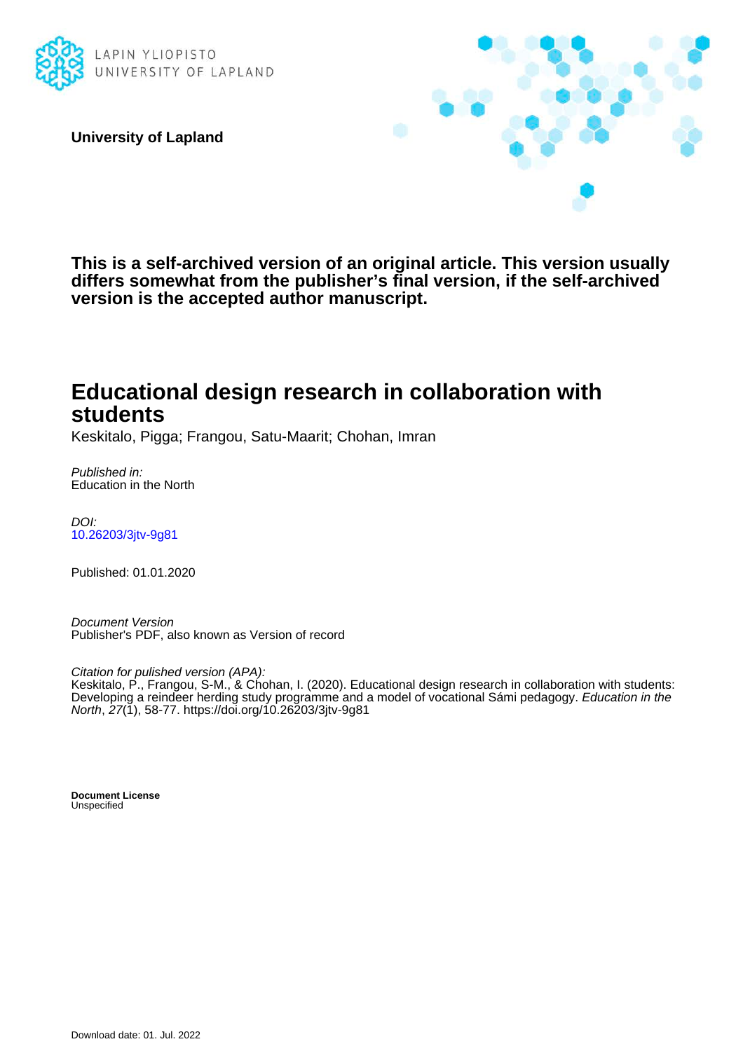LAPIN YLIOPISTO
UNIVERSITY OF LAPLAND

**University of Lapland**

**This is a self-archived version of an original article. This version usually differs somewhat from the publisher's final version, if the self-archived version is the accepted author manuscript.**

# Educational design research in collaboration with students

Keskitalo, Pigga; Frangou, Satu-Maarit; Chohan, Imran

*Published in:*
Education in the North

*DOI:*
10.26203/3jtv-9g81

Published: 01.01.2020

*Document Version*
Publisher's PDF, also known as Version of record

*Citation for pulished version (APA):*
Keskitalo, P., Frangou, S-M., & Chohan, I. (2020). Educational design research in collaboration with students: Developing a reindeer herding study programme and a model of vocational Sámi pedagogy. *Education in the North*, *27*(1), 58-77. https://doi.org/10.26203/3jtv-9g81

**Document License**
Unspecified

Download date: 01. Jul. 2022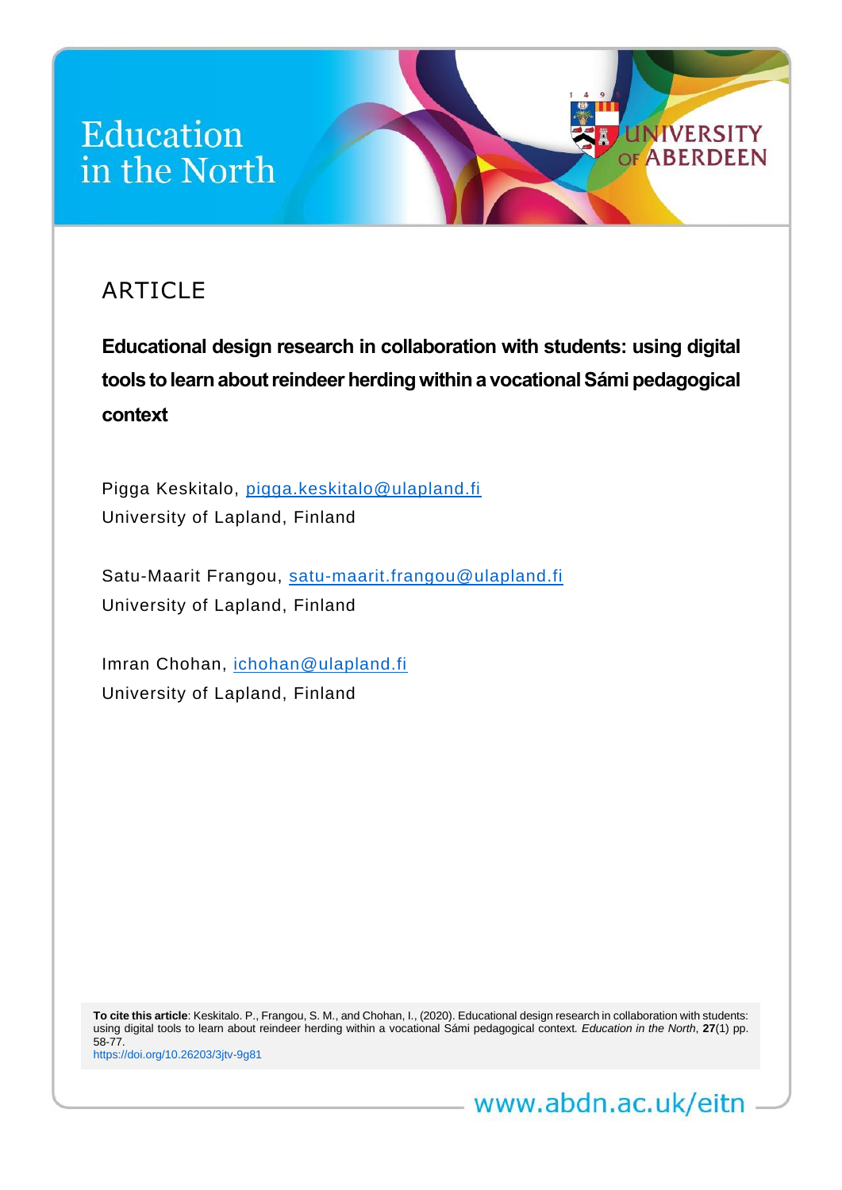Education in the North

UNIVERSITY OF ABERDEEN

ARTICLE

# Educational design research in collaboration with students: using digital tools to learn about reindeer herding within a vocational Sámi pedagogical context

Pigga Keskitalo, pigga.keskitalo@ulapland.fi
University of Lapland, Finland

Satu-Maarit Frangou, satu-maarit.frangou@ulapland.fi
University of Lapland, Finland

Imran Chohan, ichohan@ulapland.fi
University of Lapland, Finland

**To cite this article**: Keskitalo. P., Frangou, S. M., and Chohan, I., (2020). Educational design research in collaboration with students: using digital tools to learn about reindeer herding within a vocational Sámi pedagogical context. *Education in the North*, **27**(1) pp. 58-77.
https://doi.org/10.26203/3jtv-9g81

www.abdn.ac.uk/eitn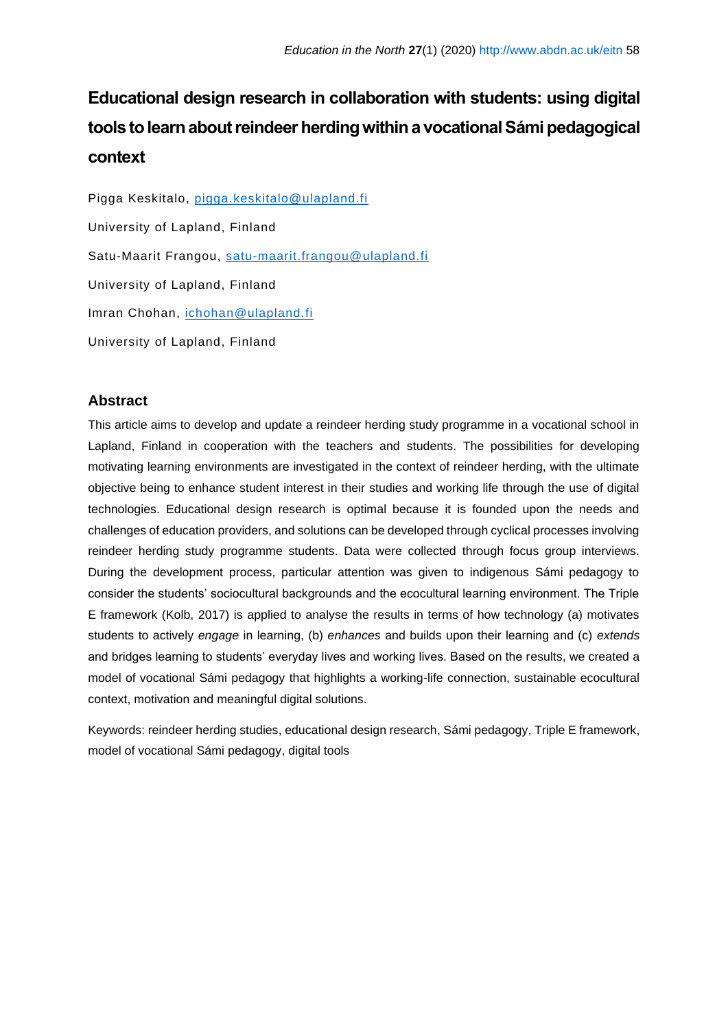# Educational design research in collaboration with students: using digital tools to learn about reindeer herding within a vocational Sámi pedagogical context

Pigga Keskitalo, pigga.keskitalo@ulapland.fi

University of Lapland, Finland

Satu-Maarit Frangou, satu-maarit.frangou@ulapland.fi

University of Lapland, Finland

Imran Chohan, ichohan@ulapland.fi

University of Lapland, Finland

## Abstract

This article aims to develop and update a reindeer herding study programme in a vocational school in Lapland, Finland in cooperation with the teachers and students. The possibilities for developing motivating learning environments are investigated in the context of reindeer herding, with the ultimate objective being to enhance student interest in their studies and working life through the use of digital technologies. Educational design research is optimal because it is founded upon the needs and challenges of education providers, and solutions can be developed through cyclical processes involving reindeer herding study programme students. Data were collected through focus group interviews. During the development process, particular attention was given to indigenous Sámi pedagogy to consider the students' sociocultural backgrounds and the ecocultural learning environment. The Triple E framework (Kolb, 2017) is applied to analyse the results in terms of how technology (a) motivates students to actively *engage* in learning, (b) *enhances* and builds upon their learning and (c) *extends* and bridges learning to students' everyday lives and working lives. Based on the results, we created a model of vocational Sámi pedagogy that highlights a working-life connection, sustainable ecocultural context, motivation and meaningful digital solutions.

Keywords: reindeer herding studies, educational design research, Sámi pedagogy, Triple E framework, model of vocational Sámi pedagogy, digital tools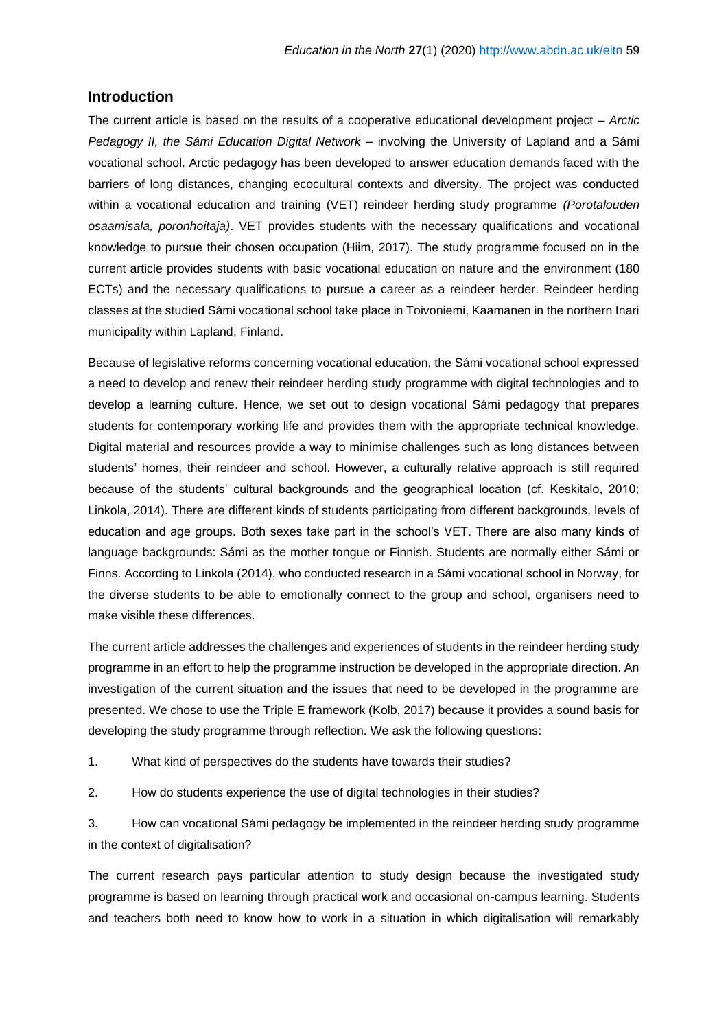## Introduction

The current article is based on the results of a cooperative educational development project – *Arctic Pedagogy II, the Sámi Education Digital Network* – involving the University of Lapland and a Sámi vocational school. Arctic pedagogy has been developed to answer education demands faced with the barriers of long distances, changing ecocultural contexts and diversity. The project was conducted within a vocational education and training (VET) reindeer herding study programme *(Porotalouden osaamisala, poronhoitaja)*. VET provides students with the necessary qualifications and vocational knowledge to pursue their chosen occupation (Hiim, 2017). The study programme focused on in the current article provides students with basic vocational education on nature and the environment (180 ECTs) and the necessary qualifications to pursue a career as a reindeer herder. Reindeer herding classes at the studied Sámi vocational school take place in Toivoniemi, Kaamanen in the northern Inari municipality within Lapland, Finland.

Because of legislative reforms concerning vocational education, the Sámi vocational school expressed a need to develop and renew their reindeer herding study programme with digital technologies and to develop a learning culture. Hence, we set out to design vocational Sámi pedagogy that prepares students for contemporary working life and provides them with the appropriate technical knowledge. Digital material and resources provide a way to minimise challenges such as long distances between students' homes, their reindeer and school. However, a culturally relative approach is still required because of the students' cultural backgrounds and the geographical location (cf. Keskitalo, 2010; Linkola, 2014). There are different kinds of students participating from different backgrounds, levels of education and age groups. Both sexes take part in the school's VET. There are also many kinds of language backgrounds: Sámi as the mother tongue or Finnish. Students are normally either Sámi or Finns. According to Linkola (2014), who conducted research in a Sámi vocational school in Norway, for the diverse students to be able to emotionally connect to the group and school, organisers need to make visible these differences.

The current article addresses the challenges and experiences of students in the reindeer herding study programme in an effort to help the programme instruction be developed in the appropriate direction. An investigation of the current situation and the issues that need to be developed in the programme are presented. We chose to use the Triple E framework (Kolb, 2017) because it provides a sound basis for developing the study programme through reflection. We ask the following questions:

1. What kind of perspectives do the students have towards their studies?

2. How do students experience the use of digital technologies in their studies?

3. How can vocational Sámi pedagogy be implemented in the reindeer herding study programme in the context of digitalisation?

The current research pays particular attention to study design because the investigated study programme is based on learning through practical work and occasional on-campus learning. Students and teachers both need to know how to work in a situation in which digitalisation will remarkably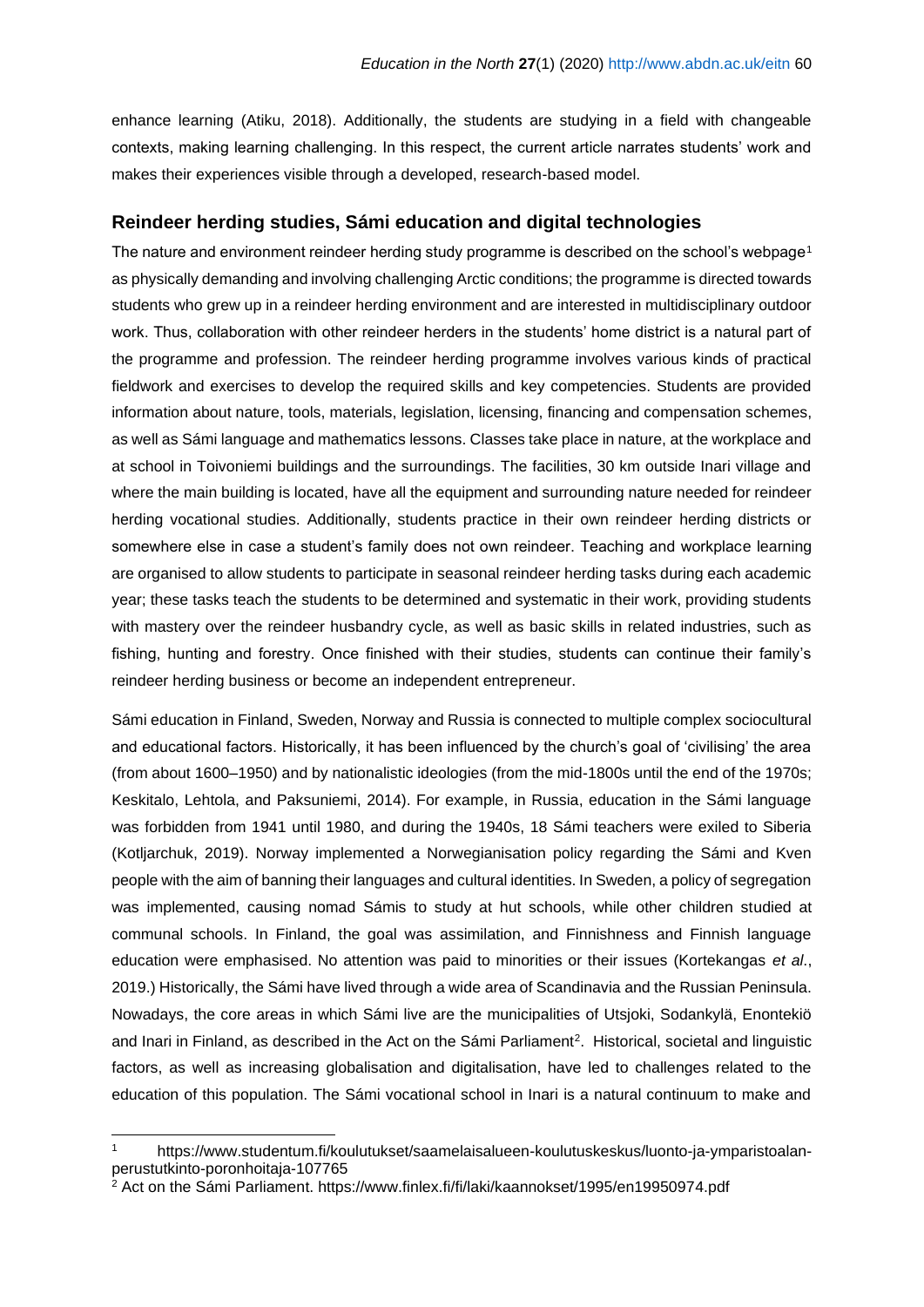enhance learning (Atiku, 2018). Additionally, the students are studying in a field with changeable contexts, making learning challenging. In this respect, the current article narrates students' work and makes their experiences visible through a developed, research-based model.

## Reindeer herding studies, Sámi education and digital technologies

The nature and environment reindeer herding study programme is described on the school's webpage[1] as physically demanding and involving challenging Arctic conditions; the programme is directed towards students who grew up in a reindeer herding environment and are interested in multidisciplinary outdoor work. Thus, collaboration with other reindeer herders in the students' home district is a natural part of the programme and profession. The reindeer herding programme involves various kinds of practical fieldwork and exercises to develop the required skills and key competencies. Students are provided information about nature, tools, materials, legislation, licensing, financing and compensation schemes, as well as Sámi language and mathematics lessons. Classes take place in nature, at the workplace and at school in Toivoniemi buildings and the surroundings. The facilities, 30 km outside Inari village and where the main building is located, have all the equipment and surrounding nature needed for reindeer herding vocational studies. Additionally, students practice in their own reindeer herding districts or somewhere else in case a student's family does not own reindeer. Teaching and workplace learning are organised to allow students to participate in seasonal reindeer herding tasks during each academic year; these tasks teach the students to be determined and systematic in their work, providing students with mastery over the reindeer husbandry cycle, as well as basic skills in related industries, such as fishing, hunting and forestry. Once finished with their studies, students can continue their family's reindeer herding business or become an independent entrepreneur.

Sámi education in Finland, Sweden, Norway and Russia is connected to multiple complex sociocultural and educational factors. Historically, it has been influenced by the church's goal of 'civilising' the area (from about 1600–1950) and by nationalistic ideologies (from the mid-1800s until the end of the 1970s; Keskitalo, Lehtola, and Paksuniemi, 2014). For example, in Russia, education in the Sámi language was forbidden from 1941 until 1980, and during the 1940s, 18 Sámi teachers were exiled to Siberia (Kotljarchuk, 2019). Norway implemented a Norwegianisation policy regarding the Sámi and Kven people with the aim of banning their languages and cultural identities. In Sweden, a policy of segregation was implemented, causing nomad Sámis to study at hut schools, while other children studied at communal schools. In Finland, the goal was assimilation, and Finnishness and Finnish language education were emphasised. No attention was paid to minorities or their issues (Kortekangas *et al*., 2019.) Historically, the Sámi have lived through a wide area of Scandinavia and the Russian Peninsula. Nowadays, the core areas in which Sámi live are the municipalities of Utsjoki, Sodankylä, Enontekiö and Inari in Finland, as described in the Act on the Sámi Parliament[2]. Historical, societal and linguistic factors, as well as increasing globalisation and digitalisation, have led to challenges related to the education of this population. The Sámi vocational school in Inari is a natural continuum to make and

---

[1] https://www.studentum.fi/koulutukset/saamelaisalueen-koulutuskeskus/luonto-ja-ymparistoalan-perustutkinto-poronhoitaja-107765

[2] Act on the Sámi Parliament. https://www.finlex.fi/fi/laki/kaannokset/1995/en19950974.pdf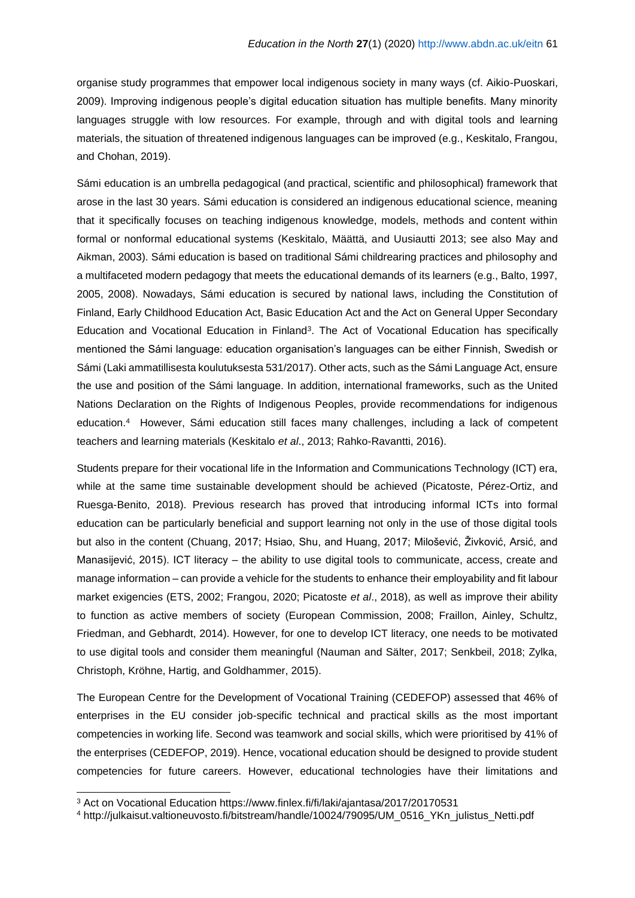organise study programmes that empower local indigenous society in many ways (cf. Aikio-Puoskari, 2009). Improving indigenous people's digital education situation has multiple benefits. Many minority languages struggle with low resources. For example, through and with digital tools and learning materials, the situation of threatened indigenous languages can be improved (e.g., Keskitalo, Frangou, and Chohan, 2019).

Sámi education is an umbrella pedagogical (and practical, scientific and philosophical) framework that arose in the last 30 years. Sámi education is considered an indigenous educational science, meaning that it specifically focuses on teaching indigenous knowledge, models, methods and content within formal or nonformal educational systems (Keskitalo, Määttä, and Uusiautti 2013; see also May and Aikman, 2003). Sámi education is based on traditional Sámi childrearing practices and philosophy and a multifaceted modern pedagogy that meets the educational demands of its learners (e.g., Balto, 1997, 2005, 2008). Nowadays, Sámi education is secured by national laws, including the Constitution of Finland, Early Childhood Education Act, Basic Education Act and the Act on General Upper Secondary Education and Vocational Education in Finland[3]. The Act of Vocational Education has specifically mentioned the Sámi language: education organisation's languages can be either Finnish, Swedish or Sámi (Laki ammatillisesta koulutuksesta 531/2017). Other acts, such as the Sámi Language Act, ensure the use and position of the Sámi language. In addition, international frameworks, such as the United Nations Declaration on the Rights of Indigenous Peoples, provide recommendations for indigenous education.[4] However, Sámi education still faces many challenges, including a lack of competent teachers and learning materials (Keskitalo *et al*., 2013; Rahko-Ravantti, 2016).

Students prepare for their vocational life in the Information and Communications Technology (ICT) era, while at the same time sustainable development should be achieved (Picatoste, Pérez-Ortiz, and Ruesga-Benito, 2018). Previous research has proved that introducing informal ICTs into formal education can be particularly beneficial and support learning not only in the use of those digital tools but also in the content (Chuang, 2017; Hsiao, Shu, and Huang, 2017; Milošević, Živković, Arsić, and Manasijević, 2015). ICT literacy – the ability to use digital tools to communicate, access, create and manage information – can provide a vehicle for the students to enhance their employability and fit labour market exigencies (ETS, 2002; Frangou, 2020; Picatoste *et al*., 2018), as well as improve their ability to function as active members of society (European Commission, 2008; Fraillon, Ainley, Schultz, Friedman, and Gebhardt, 2014). However, for one to develop ICT literacy, one needs to be motivated to use digital tools and consider them meaningful (Nauman and Sälter, 2017; Senkbeil, 2018; Zylka, Christoph, Kröhne, Hartig, and Goldhammer, 2015).

The European Centre for the Development of Vocational Training (CEDEFOP) assessed that 46% of enterprises in the EU consider job-specific technical and practical skills as the most important competencies in working life. Second was teamwork and social skills, which were prioritised by 41% of the enterprises (CEDEFOP, 2019). Hence, vocational education should be designed to provide student competencies for future careers. However, educational technologies have their limitations and

[3] Act on Vocational Education https://www.finlex.fi/fi/laki/ajantasa/2017/20170531

[4] http://julkaisut.valtioneuvosto.fi/bitstream/handle/10024/79095/UM_0516_YKn_julistus_Netti.pdf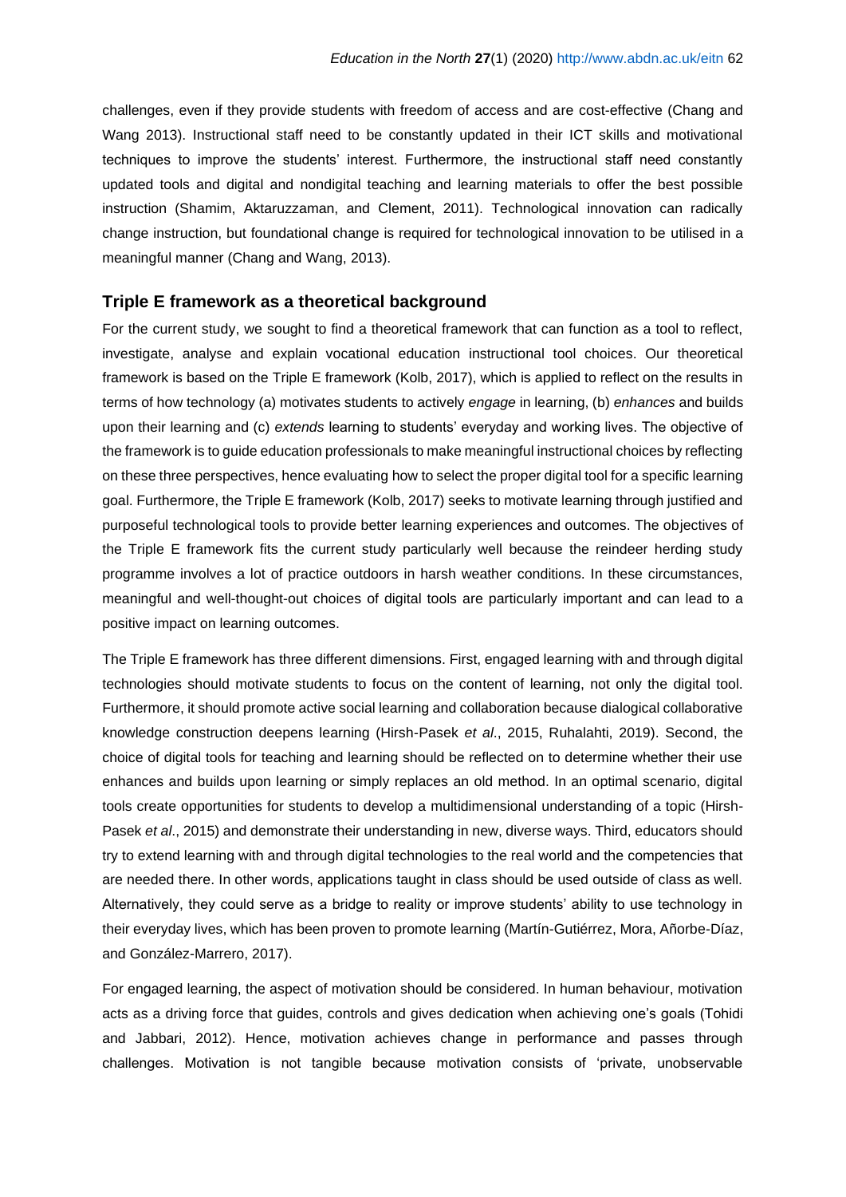challenges, even if they provide students with freedom of access and are cost-effective (Chang and Wang 2013). Instructional staff need to be constantly updated in their ICT skills and motivational techniques to improve the students' interest. Furthermore, the instructional staff need constantly updated tools and digital and nondigital teaching and learning materials to offer the best possible instruction (Shamim, Aktaruzzaman, and Clement, 2011). Technological innovation can radically change instruction, but foundational change is required for technological innovation to be utilised in a meaningful manner (Chang and Wang, 2013).

## Triple E framework as a theoretical background

For the current study, we sought to find a theoretical framework that can function as a tool to reflect, investigate, analyse and explain vocational education instructional tool choices. Our theoretical framework is based on the Triple E framework (Kolb, 2017), which is applied to reflect on the results in terms of how technology (a) motivates students to actively *engage* in learning, (b) *enhances* and builds upon their learning and (c) *extends* learning to students' everyday and working lives. The objective of the framework is to guide education professionals to make meaningful instructional choices by reflecting on these three perspectives, hence evaluating how to select the proper digital tool for a specific learning goal. Furthermore, the Triple E framework (Kolb, 2017) seeks to motivate learning through justified and purposeful technological tools to provide better learning experiences and outcomes. The objectives of the Triple E framework fits the current study particularly well because the reindeer herding study programme involves a lot of practice outdoors in harsh weather conditions. In these circumstances, meaningful and well-thought-out choices of digital tools are particularly important and can lead to a positive impact on learning outcomes.

The Triple E framework has three different dimensions. First, engaged learning with and through digital technologies should motivate students to focus on the content of learning, not only the digital tool. Furthermore, it should promote active social learning and collaboration because dialogical collaborative knowledge construction deepens learning (Hirsh-Pasek *et al*., 2015, Ruhalahti, 2019). Second, the choice of digital tools for teaching and learning should be reflected on to determine whether their use enhances and builds upon learning or simply replaces an old method. In an optimal scenario, digital tools create opportunities for students to develop a multidimensional understanding of a topic (Hirsh-Pasek *et al*., 2015) and demonstrate their understanding in new, diverse ways. Third, educators should try to extend learning with and through digital technologies to the real world and the competencies that are needed there. In other words, applications taught in class should be used outside of class as well. Alternatively, they could serve as a bridge to reality or improve students' ability to use technology in their everyday lives, which has been proven to promote learning (Martín-Gutiérrez, Mora, Añorbe-Díaz, and González-Marrero, 2017).

For engaged learning, the aspect of motivation should be considered. In human behaviour, motivation acts as a driving force that guides, controls and gives dedication when achieving one's goals (Tohidi and Jabbari, 2012). Hence, motivation achieves change in performance and passes through challenges. Motivation is not tangible because motivation consists of 'private, unobservable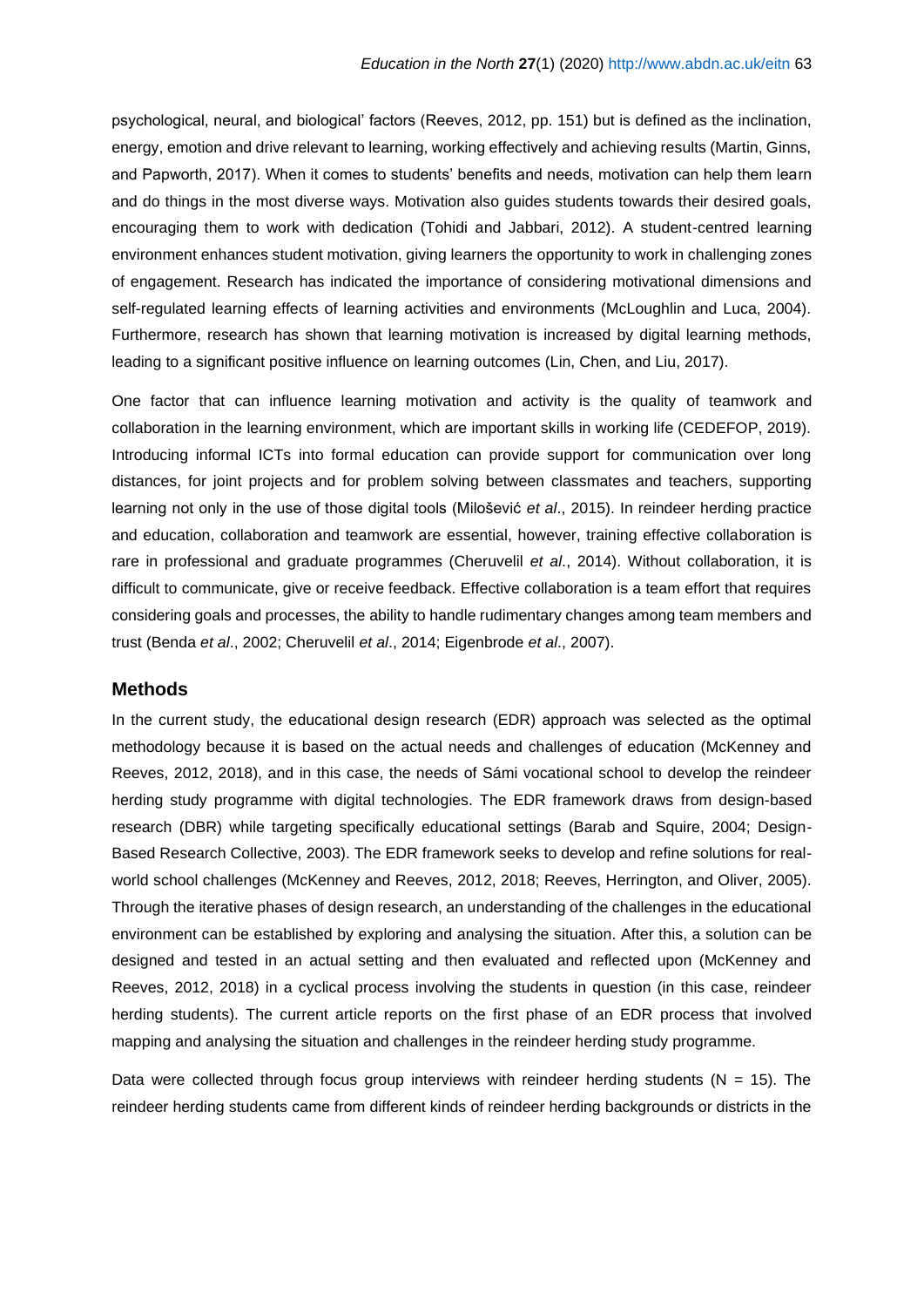psychological, neural, and biological' factors (Reeves, 2012, pp. 151) but is defined as the inclination, energy, emotion and drive relevant to learning, working effectively and achieving results (Martin, Ginns, and Papworth, 2017). When it comes to students' benefits and needs, motivation can help them learn and do things in the most diverse ways. Motivation also guides students towards their desired goals, encouraging them to work with dedication (Tohidi and Jabbari, 2012). A student-centred learning environment enhances student motivation, giving learners the opportunity to work in challenging zones of engagement. Research has indicated the importance of considering motivational dimensions and self-regulated learning effects of learning activities and environments (McLoughlin and Luca, 2004). Furthermore, research has shown that learning motivation is increased by digital learning methods, leading to a significant positive influence on learning outcomes (Lin, Chen, and Liu, 2017).

One factor that can influence learning motivation and activity is the quality of teamwork and collaboration in the learning environment, which are important skills in working life (CEDEFOP, 2019). Introducing informal ICTs into formal education can provide support for communication over long distances, for joint projects and for problem solving between classmates and teachers, supporting learning not only in the use of those digital tools (Milošević *et al*., 2015). In reindeer herding practice and education, collaboration and teamwork are essential, however, training effective collaboration is rare in professional and graduate programmes (Cheruvelil *et al*., 2014). Without collaboration, it is difficult to communicate, give or receive feedback. Effective collaboration is a team effort that requires considering goals and processes, the ability to handle rudimentary changes among team members and trust (Benda *et al*., 2002; Cheruvelil *et al*., 2014; Eigenbrode *et al*., 2007).

## Methods

In the current study, the educational design research (EDR) approach was selected as the optimal methodology because it is based on the actual needs and challenges of education (McKenney and Reeves, 2012, 2018), and in this case, the needs of Sámi vocational school to develop the reindeer herding study programme with digital technologies. The EDR framework draws from design-based research (DBR) while targeting specifically educational settings (Barab and Squire, 2004; Design-Based Research Collective, 2003). The EDR framework seeks to develop and refine solutions for real-world school challenges (McKenney and Reeves, 2012, 2018; Reeves, Herrington, and Oliver, 2005). Through the iterative phases of design research, an understanding of the challenges in the educational environment can be established by exploring and analysing the situation. After this, a solution can be designed and tested in an actual setting and then evaluated and reflected upon (McKenney and Reeves, 2012, 2018) in a cyclical process involving the students in question (in this case, reindeer herding students). The current article reports on the first phase of an EDR process that involved mapping and analysing the situation and challenges in the reindeer herding study programme.

Data were collected through focus group interviews with reindeer herding students (N = 15). The reindeer herding students came from different kinds of reindeer herding backgrounds or districts in the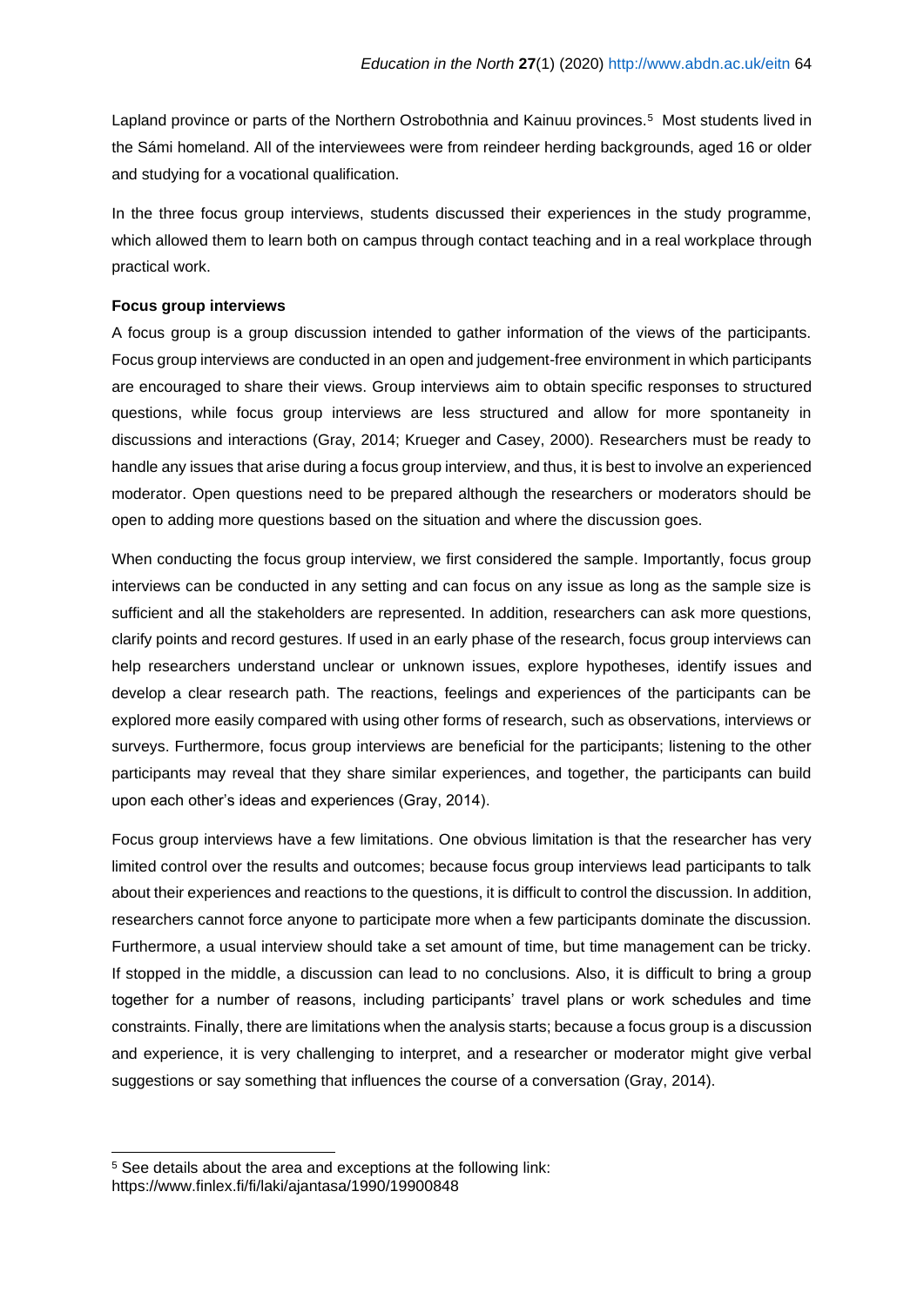Lapland province or parts of the Northern Ostrobothnia and Kainuu provinces.[5] Most students lived in the Sámi homeland. All of the interviewees were from reindeer herding backgrounds, aged 16 or older and studying for a vocational qualification.

In the three focus group interviews, students discussed their experiences in the study programme, which allowed them to learn both on campus through contact teaching and in a real workplace through practical work.

**Focus group interviews**

A focus group is a group discussion intended to gather information of the views of the participants. Focus group interviews are conducted in an open and judgement-free environment in which participants are encouraged to share their views. Group interviews aim to obtain specific responses to structured questions, while focus group interviews are less structured and allow for more spontaneity in discussions and interactions (Gray, 2014; Krueger and Casey, 2000). Researchers must be ready to handle any issues that arise during a focus group interview, and thus, it is best to involve an experienced moderator. Open questions need to be prepared although the researchers or moderators should be open to adding more questions based on the situation and where the discussion goes.

When conducting the focus group interview, we first considered the sample. Importantly, focus group interviews can be conducted in any setting and can focus on any issue as long as the sample size is sufficient and all the stakeholders are represented. In addition, researchers can ask more questions, clarify points and record gestures. If used in an early phase of the research, focus group interviews can help researchers understand unclear or unknown issues, explore hypotheses, identify issues and develop a clear research path. The reactions, feelings and experiences of the participants can be explored more easily compared with using other forms of research, such as observations, interviews or surveys. Furthermore, focus group interviews are beneficial for the participants; listening to the other participants may reveal that they share similar experiences, and together, the participants can build upon each other's ideas and experiences (Gray, 2014).

Focus group interviews have a few limitations. One obvious limitation is that the researcher has very limited control over the results and outcomes; because focus group interviews lead participants to talk about their experiences and reactions to the questions, it is difficult to control the discussion. In addition, researchers cannot force anyone to participate more when a few participants dominate the discussion. Furthermore, a usual interview should take a set amount of time, but time management can be tricky. If stopped in the middle, a discussion can lead to no conclusions. Also, it is difficult to bring a group together for a number of reasons, including participants' travel plans or work schedules and time constraints. Finally, there are limitations when the analysis starts; because a focus group is a discussion and experience, it is very challenging to interpret, and a researcher or moderator might give verbal suggestions or say something that influences the course of a conversation (Gray, 2014).

---

[5] See details about the area and exceptions at the following link: https://www.finlex.fi/fi/laki/ajantasa/1990/19900848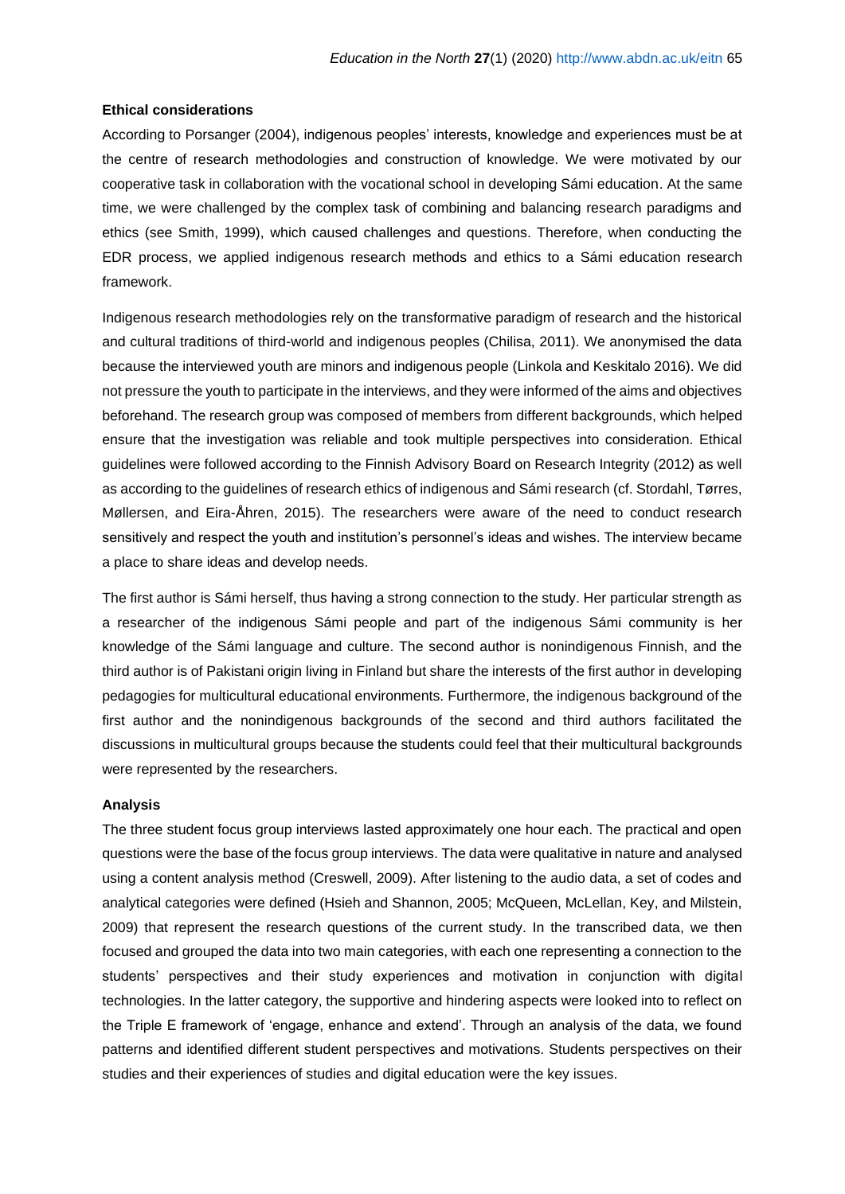**Ethical considerations**

According to Porsanger (2004), indigenous peoples' interests, knowledge and experiences must be at the centre of research methodologies and construction of knowledge. We were motivated by our cooperative task in collaboration with the vocational school in developing Sámi education. At the same time, we were challenged by the complex task of combining and balancing research paradigms and ethics (see Smith, 1999), which caused challenges and questions. Therefore, when conducting the EDR process, we applied indigenous research methods and ethics to a Sámi education research framework.

Indigenous research methodologies rely on the transformative paradigm of research and the historical and cultural traditions of third-world and indigenous peoples (Chilisa, 2011). We anonymised the data because the interviewed youth are minors and indigenous people (Linkola and Keskitalo 2016). We did not pressure the youth to participate in the interviews, and they were informed of the aims and objectives beforehand. The research group was composed of members from different backgrounds, which helped ensure that the investigation was reliable and took multiple perspectives into consideration. Ethical guidelines were followed according to the Finnish Advisory Board on Research Integrity (2012) as well as according to the guidelines of research ethics of indigenous and Sámi research (cf. Stordahl, Tørres, Møllersen, and Eira-Åhren, 2015). The researchers were aware of the need to conduct research sensitively and respect the youth and institution's personnel's ideas and wishes. The interview became a place to share ideas and develop needs.

The first author is Sámi herself, thus having a strong connection to the study. Her particular strength as a researcher of the indigenous Sámi people and part of the indigenous Sámi community is her knowledge of the Sámi language and culture. The second author is nonindigenous Finnish, and the third author is of Pakistani origin living in Finland but share the interests of the first author in developing pedagogies for multicultural educational environments. Furthermore, the indigenous background of the first author and the nonindigenous backgrounds of the second and third authors facilitated the discussions in multicultural groups because the students could feel that their multicultural backgrounds were represented by the researchers.

**Analysis**

The three student focus group interviews lasted approximately one hour each. The practical and open questions were the base of the focus group interviews. The data were qualitative in nature and analysed using a content analysis method (Creswell, 2009). After listening to the audio data, a set of codes and analytical categories were defined (Hsieh and Shannon, 2005; McQueen, McLellan, Key, and Milstein, 2009) that represent the research questions of the current study. In the transcribed data, we then focused and grouped the data into two main categories, with each one representing a connection to the students' perspectives and their study experiences and motivation in conjunction with digital technologies. In the latter category, the supportive and hindering aspects were looked into to reflect on the Triple E framework of 'engage, enhance and extend'. Through an analysis of the data, we found patterns and identified different student perspectives and motivations. Students perspectives on their studies and their experiences of studies and digital education were the key issues.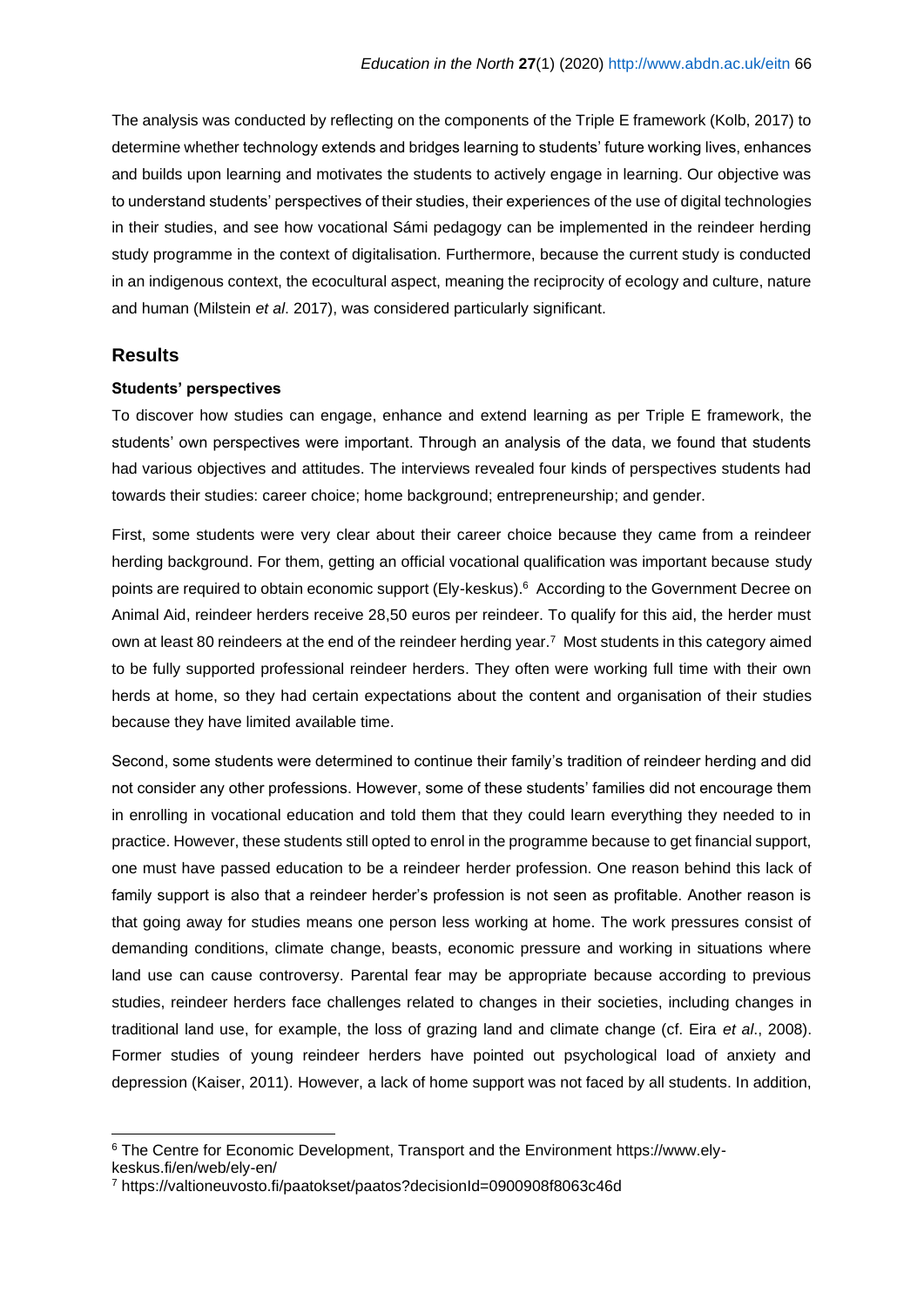The analysis was conducted by reflecting on the components of the Triple E framework (Kolb, 2017) to determine whether technology extends and bridges learning to students' future working lives, enhances and builds upon learning and motivates the students to actively engage in learning. Our objective was to understand students' perspectives of their studies, their experiences of the use of digital technologies in their studies, and see how vocational Sámi pedagogy can be implemented in the reindeer herding study programme in the context of digitalisation. Furthermore, because the current study is conducted in an indigenous context, the ecocultural aspect, meaning the reciprocity of ecology and culture, nature and human (Milstein *et al*. 2017), was considered particularly significant.

## Results

### Students' perspectives

To discover how studies can engage, enhance and extend learning as per Triple E framework, the students' own perspectives were important. Through an analysis of the data, we found that students had various objectives and attitudes. The interviews revealed four kinds of perspectives students had towards their studies: career choice; home background; entrepreneurship; and gender.

First, some students were very clear about their career choice because they came from a reindeer herding background. For them, getting an official vocational qualification was important because study points are required to obtain economic support (Ely-keskus).[6] According to the Government Decree on Animal Aid, reindeer herders receive 28,50 euros per reindeer. To qualify for this aid, the herder must own at least 80 reindeers at the end of the reindeer herding year.[7] Most students in this category aimed to be fully supported professional reindeer herders. They often were working full time with their own herds at home, so they had certain expectations about the content and organisation of their studies because they have limited available time.

Second, some students were determined to continue their family's tradition of reindeer herding and did not consider any other professions. However, some of these students' families did not encourage them in enrolling in vocational education and told them that they could learn everything they needed to in practice. However, these students still opted to enrol in the programme because to get financial support, one must have passed education to be a reindeer herder profession. One reason behind this lack of family support is also that a reindeer herder's profession is not seen as profitable. Another reason is that going away for studies means one person less working at home. The work pressures consist of demanding conditions, climate change, beasts, economic pressure and working in situations where land use can cause controversy. Parental fear may be appropriate because according to previous studies, reindeer herders face challenges related to changes in their societies, including changes in traditional land use, for example, the loss of grazing land and climate change (cf. Eira *et al*., 2008). Former studies of young reindeer herders have pointed out psychological load of anxiety and depression (Kaiser, 2011). However, a lack of home support was not faced by all students. In addition,

---

[6] The Centre for Economic Development, Transport and the Environment https://www.ely-keskus.fi/en/web/ely-en/

[7] https://valtioneuvosto.fi/paatokset/paatos?decisionId=0900908f8063c46d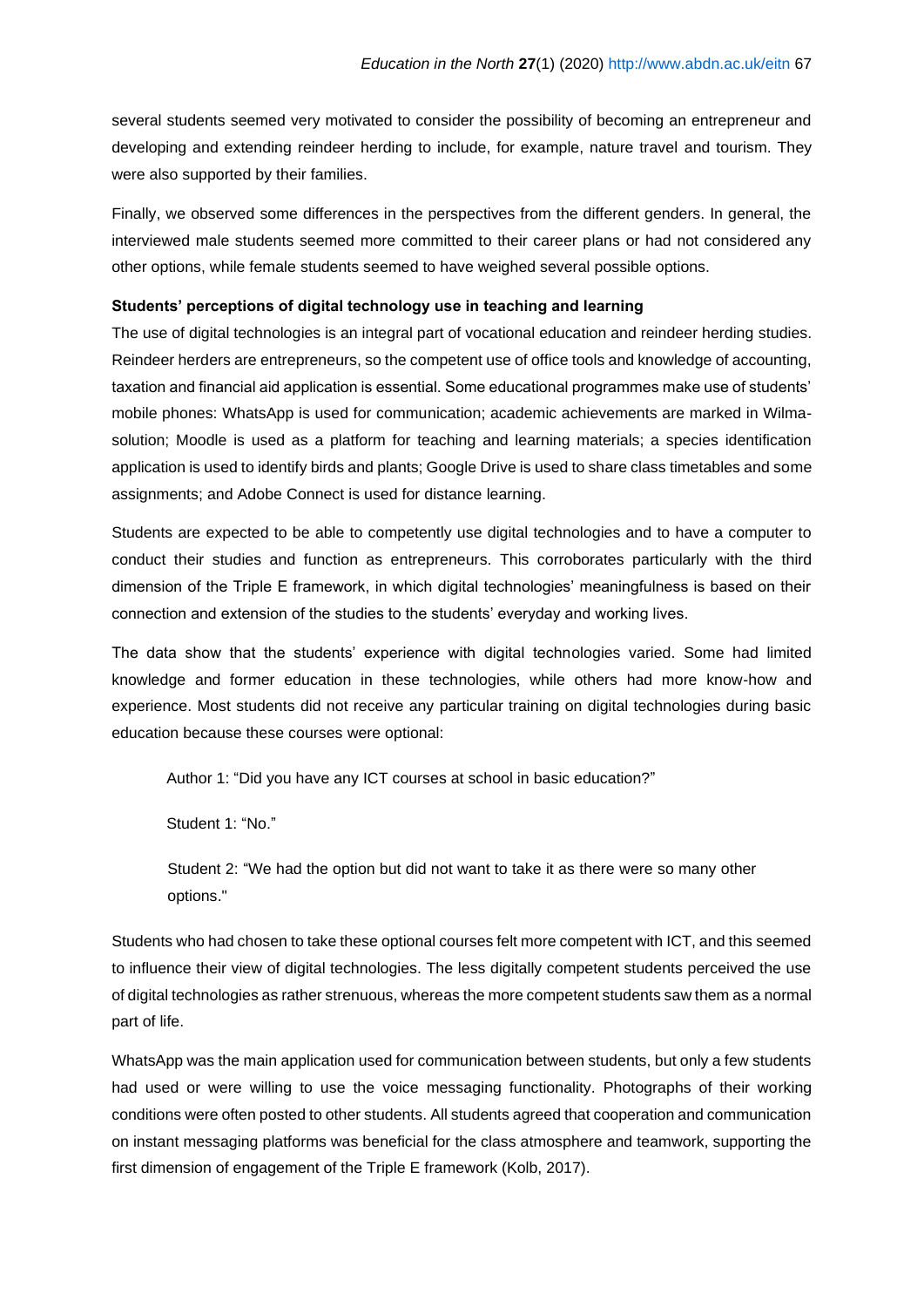several students seemed very motivated to consider the possibility of becoming an entrepreneur and developing and extending reindeer herding to include, for example, nature travel and tourism. They were also supported by their families.

Finally, we observed some differences in the perspectives from the different genders. In general, the interviewed male students seemed more committed to their career plans or had not considered any other options, while female students seemed to have weighed several possible options.

**Students' perceptions of digital technology use in teaching and learning**

The use of digital technologies is an integral part of vocational education and reindeer herding studies. Reindeer herders are entrepreneurs, so the competent use of office tools and knowledge of accounting, taxation and financial aid application is essential. Some educational programmes make use of students' mobile phones: WhatsApp is used for communication; academic achievements are marked in Wilma-solution; Moodle is used as a platform for teaching and learning materials; a species identification application is used to identify birds and plants; Google Drive is used to share class timetables and some assignments; and Adobe Connect is used for distance learning.

Students are expected to be able to competently use digital technologies and to have a computer to conduct their studies and function as entrepreneurs. This corroborates particularly with the third dimension of the Triple E framework, in which digital technologies' meaningfulness is based on their connection and extension of the studies to the students' everyday and working lives.

The data show that the students' experience with digital technologies varied. Some had limited knowledge and former education in these technologies, while others had more know-how and experience. Most students did not receive any particular training on digital technologies during basic education because these courses were optional:

> Author 1: "Did you have any ICT courses at school in basic education?"
>
> Student 1: "No."
>
> Student 2: "We had the option but did not want to take it as there were so many other options."

Students who had chosen to take these optional courses felt more competent with ICT, and this seemed to influence their view of digital technologies. The less digitally competent students perceived the use of digital technologies as rather strenuous, whereas the more competent students saw them as a normal part of life.

WhatsApp was the main application used for communication between students, but only a few students had used or were willing to use the voice messaging functionality. Photographs of their working conditions were often posted to other students. All students agreed that cooperation and communication on instant messaging platforms was beneficial for the class atmosphere and teamwork, supporting the first dimension of engagement of the Triple E framework (Kolb, 2017).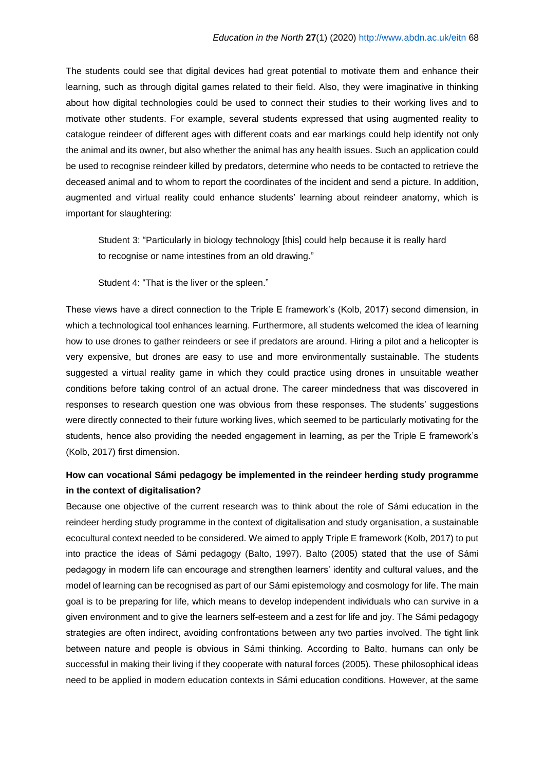The students could see that digital devices had great potential to motivate them and enhance their learning, such as through digital games related to their field. Also, they were imaginative in thinking about how digital technologies could be used to connect their studies to their working lives and to motivate other students. For example, several students expressed that using augmented reality to catalogue reindeer of different ages with different coats and ear markings could help identify not only the animal and its owner, but also whether the animal has any health issues. Such an application could be used to recognise reindeer killed by predators, determine who needs to be contacted to retrieve the deceased animal and to whom to report the coordinates of the incident and send a picture. In addition, augmented and virtual reality could enhance students' learning about reindeer anatomy, which is important for slaughtering:

> Student 3: "Particularly in biology technology [this] could help because it is really hard to recognise or name intestines from an old drawing."
>
> Student 4: "That is the liver or the spleen."

These views have a direct connection to the Triple E framework's (Kolb, 2017) second dimension, in which a technological tool enhances learning. Furthermore, all students welcomed the idea of learning how to use drones to gather reindeers or see if predators are around. Hiring a pilot and a helicopter is very expensive, but drones are easy to use and more environmentally sustainable. The students suggested a virtual reality game in which they could practice using drones in unsuitable weather conditions before taking control of an actual drone. The career mindedness that was discovered in responses to research question one was obvious from these responses. The students' suggestions were directly connected to their future working lives, which seemed to be particularly motivating for the students, hence also providing the needed engagement in learning, as per the Triple E framework's (Kolb, 2017) first dimension.

**How can vocational Sámi pedagogy be implemented in the reindeer herding study programme in the context of digitalisation?**

Because one objective of the current research was to think about the role of Sámi education in the reindeer herding study programme in the context of digitalisation and study organisation, a sustainable ecocultural context needed to be considered. We aimed to apply Triple E framework (Kolb, 2017) to put into practice the ideas of Sámi pedagogy (Balto, 1997). Balto (2005) stated that the use of Sámi pedagogy in modern life can encourage and strengthen learners' identity and cultural values, and the model of learning can be recognised as part of our Sámi epistemology and cosmology for life. The main goal is to be preparing for life, which means to develop independent individuals who can survive in a given environment and to give the learners self-esteem and a zest for life and joy. The Sámi pedagogy strategies are often indirect, avoiding confrontations between any two parties involved. The tight link between nature and people is obvious in Sámi thinking. According to Balto, humans can only be successful in making their living if they cooperate with natural forces (2005). These philosophical ideas need to be applied in modern education contexts in Sámi education conditions. However, at the same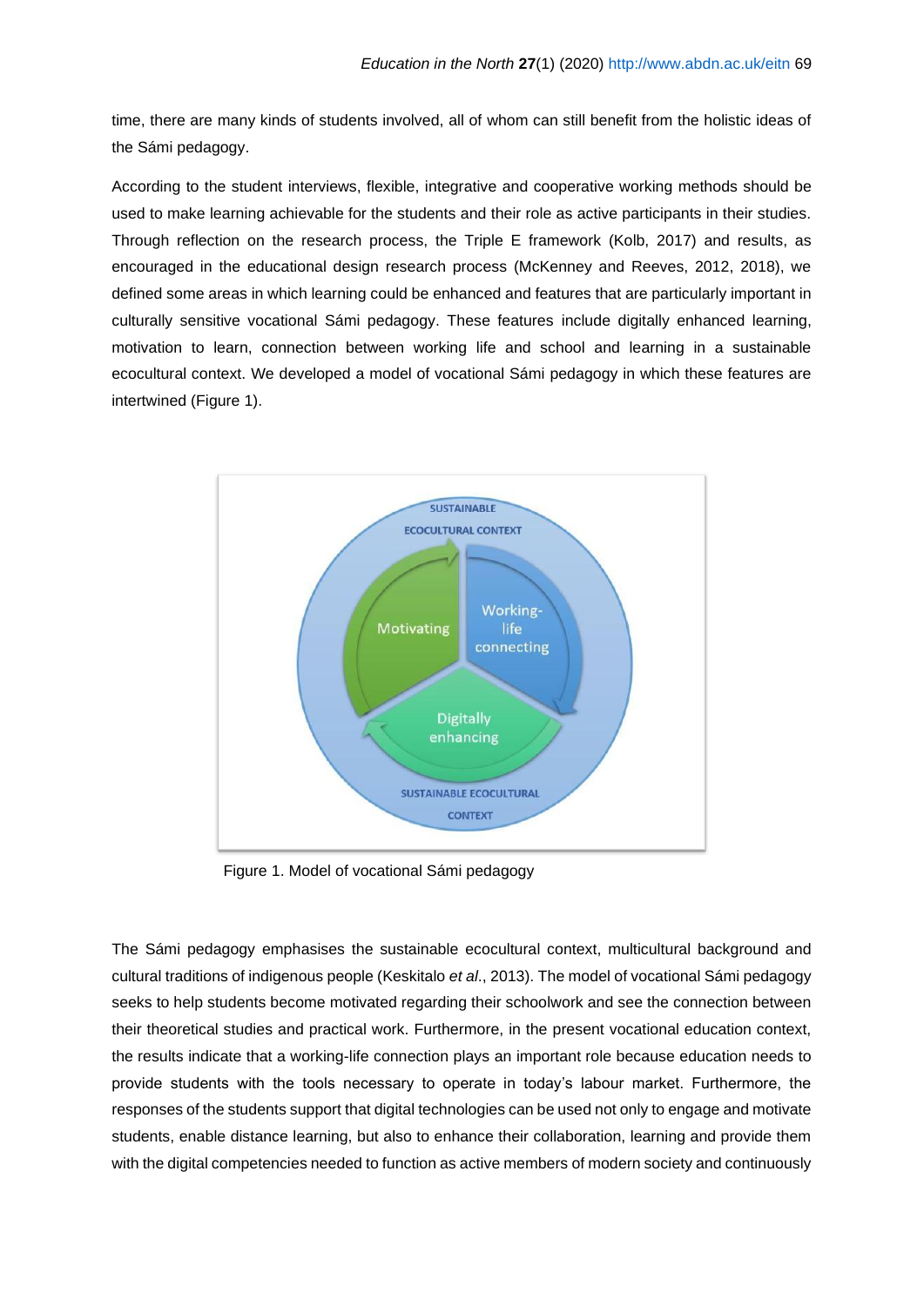time, there are many kinds of students involved, all of whom can still benefit from the holistic ideas of the Sámi pedagogy.

According to the student interviews, flexible, integrative and cooperative working methods should be used to make learning achievable for the students and their role as active participants in their studies. Through reflection on the research process, the Triple E framework (Kolb, 2017) and results, as encouraged in the educational design research process (McKenney and Reeves, 2012, 2018), we defined some areas in which learning could be enhanced and features that are particularly important in culturally sensitive vocational Sámi pedagogy. These features include digitally enhanced learning, motivation to learn, connection between working life and school and learning in a sustainable ecocultural context. We developed a model of vocational Sámi pedagogy in which these features are intertwined (Figure 1).

Figure 1. Model of vocational Sámi pedagogy

The Sámi pedagogy emphasises the sustainable ecocultural context, multicultural background and cultural traditions of indigenous people (Keskitalo *et al*., 2013). The model of vocational Sámi pedagogy seeks to help students become motivated regarding their schoolwork and see the connection between their theoretical studies and practical work. Furthermore, in the present vocational education context, the results indicate that a working-life connection plays an important role because education needs to provide students with the tools necessary to operate in today's labour market. Furthermore, the responses of the students support that digital technologies can be used not only to engage and motivate students, enable distance learning, but also to enhance their collaboration, learning and provide them with the digital competencies needed to function as active members of modern society and continuously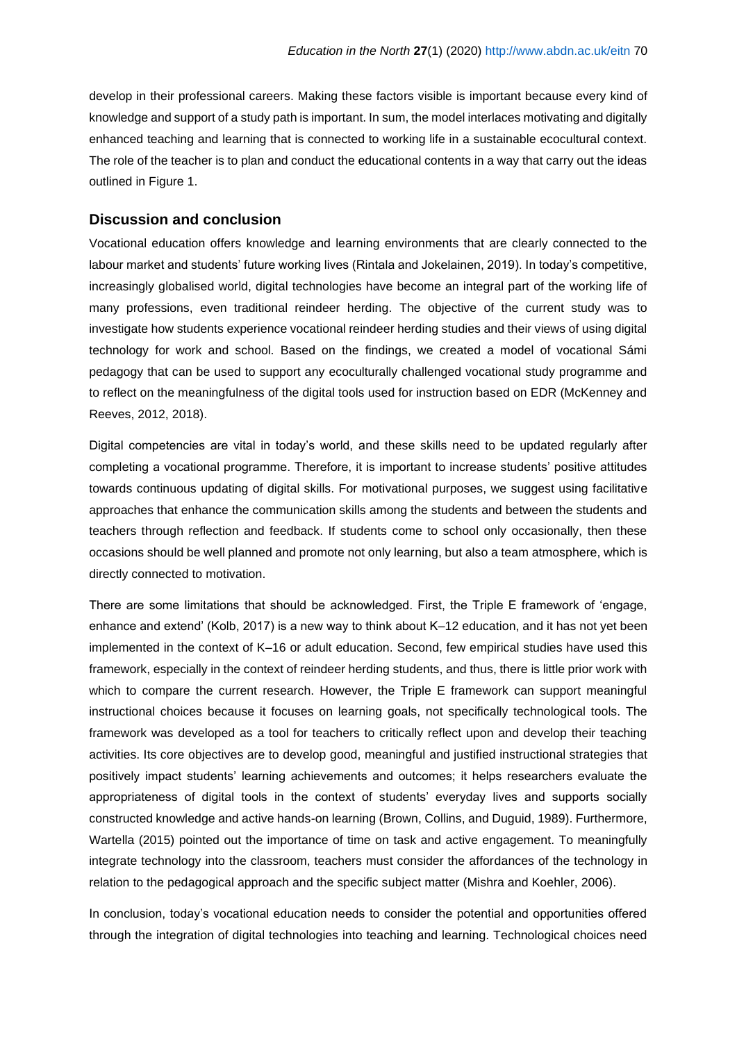develop in their professional careers. Making these factors visible is important because every kind of knowledge and support of a study path is important. In sum, the model interlaces motivating and digitally enhanced teaching and learning that is connected to working life in a sustainable ecocultural context. The role of the teacher is to plan and conduct the educational contents in a way that carry out the ideas outlined in Figure 1.

## Discussion and conclusion

Vocational education offers knowledge and learning environments that are clearly connected to the labour market and students' future working lives (Rintala and Jokelainen, 2019). In today's competitive, increasingly globalised world, digital technologies have become an integral part of the working life of many professions, even traditional reindeer herding. The objective of the current study was to investigate how students experience vocational reindeer herding studies and their views of using digital technology for work and school. Based on the findings, we created a model of vocational Sámi pedagogy that can be used to support any ecoculturally challenged vocational study programme and to reflect on the meaningfulness of the digital tools used for instruction based on EDR (McKenney and Reeves, 2012, 2018).

Digital competencies are vital in today's world, and these skills need to be updated regularly after completing a vocational programme. Therefore, it is important to increase students' positive attitudes towards continuous updating of digital skills. For motivational purposes, we suggest using facilitative approaches that enhance the communication skills among the students and between the students and teachers through reflection and feedback. If students come to school only occasionally, then these occasions should be well planned and promote not only learning, but also a team atmosphere, which is directly connected to motivation.

There are some limitations that should be acknowledged. First, the Triple E framework of 'engage, enhance and extend' (Kolb, 2017) is a new way to think about K–12 education, and it has not yet been implemented in the context of K–16 or adult education. Second, few empirical studies have used this framework, especially in the context of reindeer herding students, and thus, there is little prior work with which to compare the current research. However, the Triple E framework can support meaningful instructional choices because it focuses on learning goals, not specifically technological tools. The framework was developed as a tool for teachers to critically reflect upon and develop their teaching activities. Its core objectives are to develop good, meaningful and justified instructional strategies that positively impact students' learning achievements and outcomes; it helps researchers evaluate the appropriateness of digital tools in the context of students' everyday lives and supports socially constructed knowledge and active hands-on learning (Brown, Collins, and Duguid, 1989). Furthermore, Wartella (2015) pointed out the importance of time on task and active engagement. To meaningfully integrate technology into the classroom, teachers must consider the affordances of the technology in relation to the pedagogical approach and the specific subject matter (Mishra and Koehler, 2006).

In conclusion, today's vocational education needs to consider the potential and opportunities offered through the integration of digital technologies into teaching and learning. Technological choices need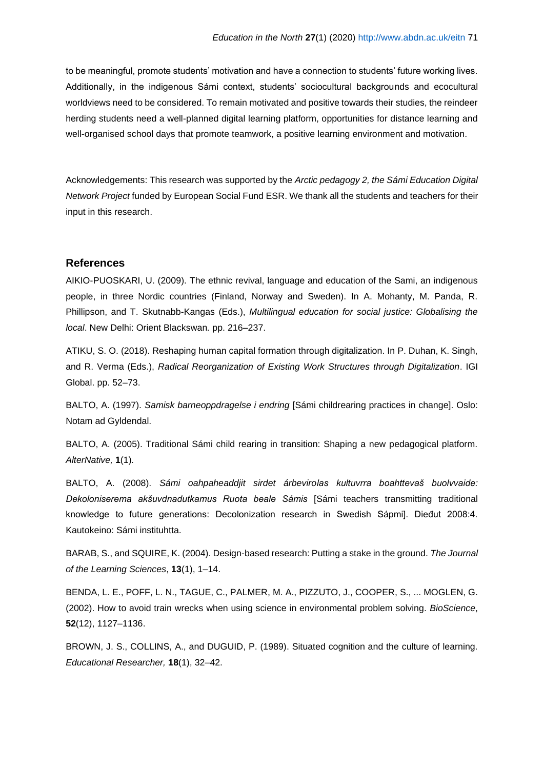to be meaningful, promote students' motivation and have a connection to students' future working lives. Additionally, in the indigenous Sámi context, students' sociocultural backgrounds and ecocultural worldviews need to be considered. To remain motivated and positive towards their studies, the reindeer herding students need a well-planned digital learning platform, opportunities for distance learning and well-organised school days that promote teamwork, a positive learning environment and motivation.

Acknowledgements: This research was supported by the *Arctic pedagogy 2, the Sámi Education Digital Network Project* funded by European Social Fund ESR. We thank all the students and teachers for their input in this research.

## References

AIKIO-PUOSKARI, U. (2009). The ethnic revival, language and education of the Sami, an indigenous people, in three Nordic countries (Finland, Norway and Sweden). In A. Mohanty, M. Panda, R. Phillipson, and T. Skutnabb-Kangas (Eds.), *Multilingual education for social justice: Globalising the local*. New Delhi: Orient Blackswan. pp. 216–237.

ATIKU, S. O. (2018). Reshaping human capital formation through digitalization. In P. Duhan, K. Singh, and R. Verma (Eds.), *Radical Reorganization of Existing Work Structures through Digitalization*. IGI Global. pp. 52–73.

BALTO, A. (1997). *Samisk barneoppdragelse i endring* [Sámi childrearing practices in change]. Oslo: Notam ad Gyldendal.

BALTO, A. (2005). Traditional Sámi child rearing in transition: Shaping a new pedagogical platform. *AlterNative,* **1**(1).

BALTO, A. (2008). *Sámi oahpaheaddjit sirdet árbevirolas kultuvrra boahttevaš buolvvaide: Dekoloniserema akšuvdnadutkamus Ruota beale Sámis* [Sámi teachers transmitting traditional knowledge to future generations: Decolonization research in Swedish Sápmi]. Dieđut 2008:4. Kautokeino: Sámi instituhtta.

BARAB, S., and SQUIRE, K. (2004). Design-based research: Putting a stake in the ground. *The Journal of the Learning Sciences*, **13**(1), 1–14.

BENDA, L. E., POFF, L. N., TAGUE, C., PALMER, M. A., PIZZUTO, J., COOPER, S., ... MOGLEN, G. (2002). How to avoid train wrecks when using science in environmental problem solving. *BioScience*, **52**(12), 1127–1136.

BROWN, J. S., COLLINS, A., and DUGUID, P. (1989). Situated cognition and the culture of learning. *Educational Researcher,* **18**(1), 32–42.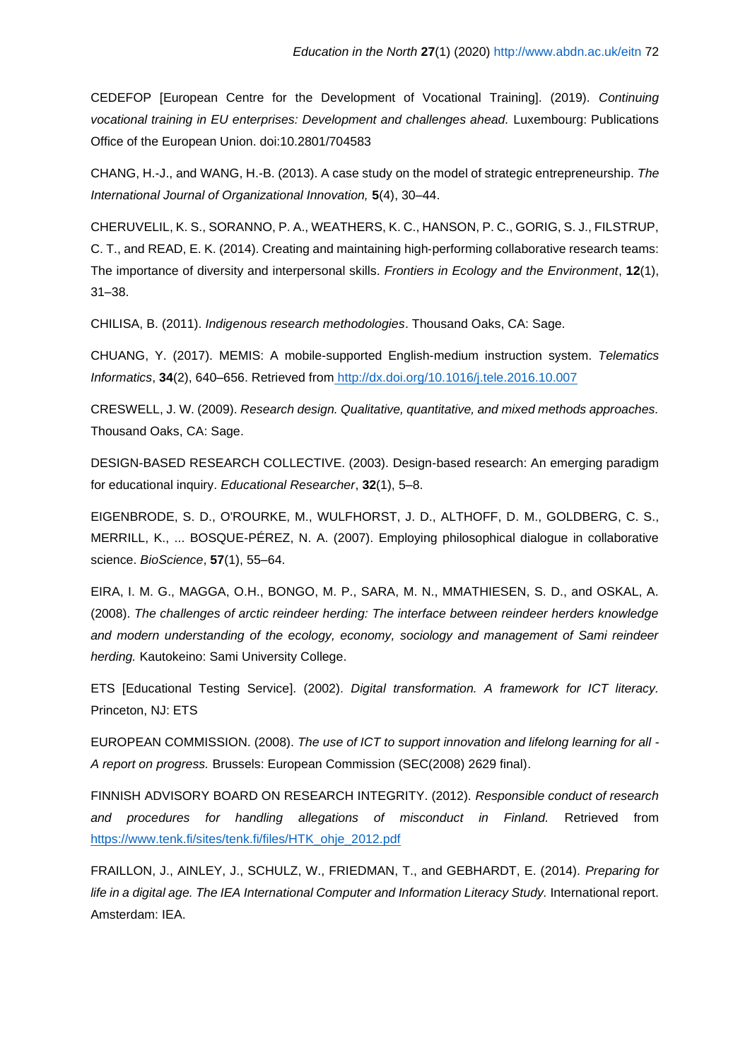CEDEFOP [European Centre for the Development of Vocational Training]. (2019). *Continuing vocational training in EU enterprises: Development and challenges ahead.* Luxembourg: Publications Office of the European Union. doi:10.2801/704583

CHANG, H.-J., and WANG, H.-B. (2013). A case study on the model of strategic entrepreneurship. *The International Journal of Organizational Innovation,* **5**(4), 30–44.

CHERUVELIL, K. S., SORANNO, P. A., WEATHERS, K. C., HANSON, P. C., GORIG, S. J., FILSTRUP, C. T., and READ, E. K. (2014). Creating and maintaining high-performing collaborative research teams: The importance of diversity and interpersonal skills. *Frontiers in Ecology and the Environment*, **12**(1), 31–38.

CHILISA, B. (2011). *Indigenous research methodologies*. Thousand Oaks, CA: Sage.

CHUANG, Y. (2017). MEMIS: A mobile-supported English-medium instruction system. *Telematics Informatics*, **34**(2), 640–656. Retrieved from http://dx.doi.org/10.1016/j.tele.2016.10.007

CRESWELL, J. W. (2009). *Research design. Qualitative, quantitative, and mixed methods approaches.* Thousand Oaks, CA: Sage.

DESIGN-BASED RESEARCH COLLECTIVE. (2003). Design-based research: An emerging paradigm for educational inquiry. *Educational Researcher*, **32**(1), 5–8.

EIGENBRODE, S. D., O'ROURKE, M., WULFHORST, J. D., ALTHOFF, D. M., GOLDBERG, C. S., MERRILL, K., ... BOSQUE-PÉREZ, N. A. (2007). Employing philosophical dialogue in collaborative science. *BioScience*, **57**(1), 55–64.

EIRA, I. M. G., MAGGA, O.H., BONGO, M. P., SARA, M. N., MMATHIESEN, S. D., and OSKAL, A. (2008). *The challenges of arctic reindeer herding: The interface between reindeer herders knowledge and modern understanding of the ecology, economy, sociology and management of Sami reindeer herding.* Kautokeino: Sami University College.

ETS [Educational Testing Service]. (2002). *Digital transformation. A framework for ICT literacy.* Princeton, NJ: ETS

EUROPEAN COMMISSION. (2008). *The use of ICT to support innovation and lifelong learning for all - A report on progress.* Brussels: European Commission (SEC(2008) 2629 final).

FINNISH ADVISORY BOARD ON RESEARCH INTEGRITY. (2012). *Responsible conduct of research and procedures for handling allegations of misconduct in Finland.* Retrieved from https://www.tenk.fi/sites/tenk.fi/files/HTK_ohje_2012.pdf

FRAILLON, J., AINLEY, J., SCHULZ, W., FRIEDMAN, T., and GEBHARDT, E. (2014). *Preparing for life in a digital age. The IEA International Computer and Information Literacy Study.* International report. Amsterdam: IEA.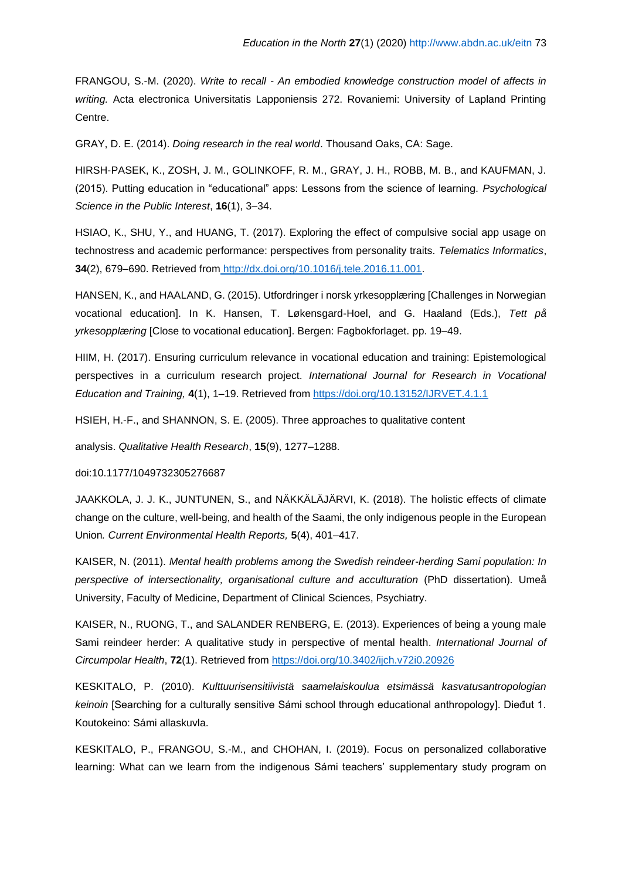FRANGOU, S.-M. (2020). *Write to recall - An embodied knowledge construction model of affects in writing.* Acta electronica Universitatis Lapponiensis 272. Rovaniemi: University of Lapland Printing Centre.

GRAY, D. E. (2014). *Doing research in the real world*. Thousand Oaks, CA: Sage.

HIRSH-PASEK, K., ZOSH, J. M., GOLINKOFF, R. M., GRAY, J. H., ROBB, M. B., and KAUFMAN, J. (2015). Putting education in "educational" apps: Lessons from the science of learning. *Psychological Science in the Public Interest*, **16**(1), 3–34.

HSIAO, K., SHU, Y., and HUANG, T. (2017). Exploring the effect of compulsive social app usage on technostress and academic performance: perspectives from personality traits. *Telematics Informatics*, **34**(2), 679–690. Retrieved from http://dx.doi.org/10.1016/j.tele.2016.11.001.

HANSEN, K., and HAALAND, G. (2015). Utfordringer i norsk yrkesopplæring [Challenges in Norwegian vocational education]. In K. Hansen, T. Løkensgard-Hoel, and G. Haaland (Eds.), *Tett på yrkesopplæring* [Close to vocational education]. Bergen: Fagbokforlaget. pp. 19–49.

HIIM, H. (2017). Ensuring curriculum relevance in vocational education and training: Epistemological perspectives in a curriculum research project. *International Journal for Research in Vocational Education and Training,* **4**(1), 1–19. Retrieved from https://doi.org/10.13152/IJRVET.4.1.1

HSIEH, H.-F., and SHANNON, S. E. (2005). Three approaches to qualitative content

analysis. *Qualitative Health Research*, **15**(9), 1277–1288.

doi:10.1177/1049732305276687

JAAKKOLA, J. J. K., JUNTUNEN, S., and NÄKKÄLÄJÄRVI, K. (2018). The holistic effects of climate change on the culture, well-being, and health of the Saami, the only indigenous people in the European Union*. Current Environmental Health Reports,* **5**(4), 401–417.

KAISER, N. (2011). *Mental health problems among the Swedish reindeer-herding Sami population: In perspective of intersectionality, organisational culture and acculturation* (PhD dissertation). Umeå University, Faculty of Medicine, Department of Clinical Sciences, Psychiatry.

KAISER, N., RUONG, T., and SALANDER RENBERG, E. (2013). Experiences of being a young male Sami reindeer herder: A qualitative study in perspective of mental health. *International Journal of Circumpolar Health*, **72**(1). Retrieved from https://doi.org/10.3402/ijch.v72i0.20926

KESKITALO, P. (2010). *Kulttuurisensitiivistä saamelaiskoulua etsimässä kasvatusantropologian keinoin* [Searching for a culturally sensitive Sámi school through educational anthropology]. Dieđut 1. Koutokeino: Sámi allaskuvla.

KESKITALO, P., FRANGOU, S.-M., and CHOHAN, I. (2019). Focus on personalized collaborative learning: What can we learn from the indigenous Sámi teachers' supplementary study program on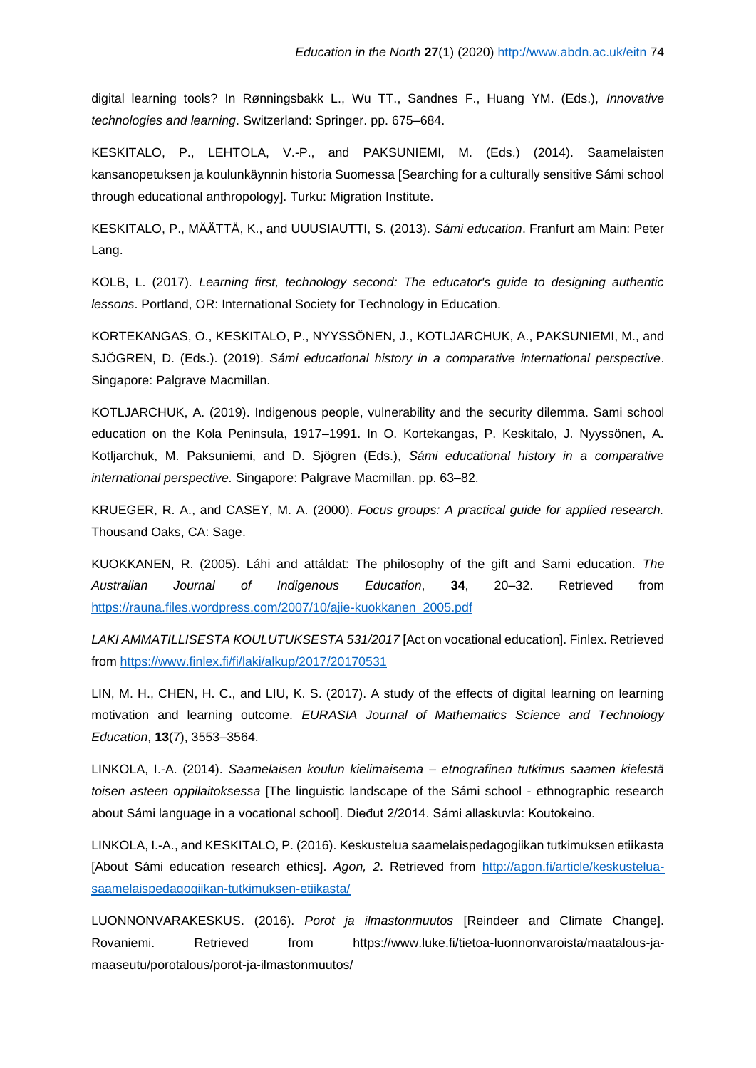digital learning tools? In Rønningsbakk L., Wu TT., Sandnes F., Huang YM. (Eds.), *Innovative technologies and learning*. Switzerland: Springer. pp. 675–684.

KESKITALO, P., LEHTOLA, V.-P., and PAKSUNIEMI, M. (Eds.) (2014). Saamelaisten kansanopetuksen ja koulunkäynnin historia Suomessa [Searching for a culturally sensitive Sámi school through educational anthropology]. Turku: Migration Institute.

KESKITALO, P., MÄÄTTÄ, K., and UUUSIAUTTI, S. (2013). *Sámi education*. Franfurt am Main: Peter Lang.

KOLB, L. (2017). *Learning first, technology second: The educator's guide to designing authentic lessons*. Portland, OR: International Society for Technology in Education.

KORTEKANGAS, O., KESKITALO, P., NYYSSÖNEN, J., KOTLJARCHUK, A., PAKSUNIEMI, M., and SJÖGREN, D. (Eds.). (2019). *Sámi educational history in a comparative international perspective*. Singapore: Palgrave Macmillan.

KOTLJARCHUK, A. (2019). Indigenous people, vulnerability and the security dilemma. Sami school education on the Kola Peninsula, 1917–1991. In O. Kortekangas, P. Keskitalo, J. Nyyssönen, A. Kotljarchuk, M. Paksuniemi, and D. Sjögren (Eds.), *Sámi educational history in a comparative international perspective*. Singapore: Palgrave Macmillan. pp. 63–82.

KRUEGER, R. A., and CASEY, M. A. (2000). *Focus groups: A practical guide for applied research.* Thousand Oaks, CA: Sage.

KUOKKANEN, R. (2005). Láhi and attáldat: The philosophy of the gift and Sami education. *The Australian Journal of Indigenous Education*, **34**, 20–32. Retrieved from https://rauna.files.wordpress.com/2007/10/ajie-kuokkanen_2005.pdf

*LAKI AMMATILLISESTA KOULUTUKSESTA 531/2017* [Act on vocational education]. Finlex. Retrieved from https://www.finlex.fi/fi/laki/alkup/2017/20170531

LIN, M. H., CHEN, H. C., and LIU, K. S. (2017). A study of the effects of digital learning on learning motivation and learning outcome. *EURASIA Journal of Mathematics Science and Technology Education*, **13**(7), 3553–3564.

LINKOLA, I.-A. (2014). *Saamelaisen koulun kielimaisema – etnografinen tutkimus saamen kielestä toisen asteen oppilaitoksessa* [The linguistic landscape of the Sámi school - ethnographic research about Sámi language in a vocational school]. Dieđut 2/2014. Sámi allaskuvla: Koutokeino.

LINKOLA, I.-A., and KESKITALO, P. (2016). Keskustelua saamelaispedagogiikan tutkimuksen etiikasta [About Sámi education research ethics]. *Agon, 2*. Retrieved from http://agon.fi/article/keskustelua-saamelaispedagogiikan-tutkimuksen-etiikasta/

LUONNONVARAKESKUS. (2016). *Porot ja ilmastonmuutos* [Reindeer and Climate Change]. Rovaniemi. Retrieved from https://www.luke.fi/tietoa-luonnonvaroista/maatalous-ja-maaseutu/porotalous/porot-ja-ilmastonmuutos/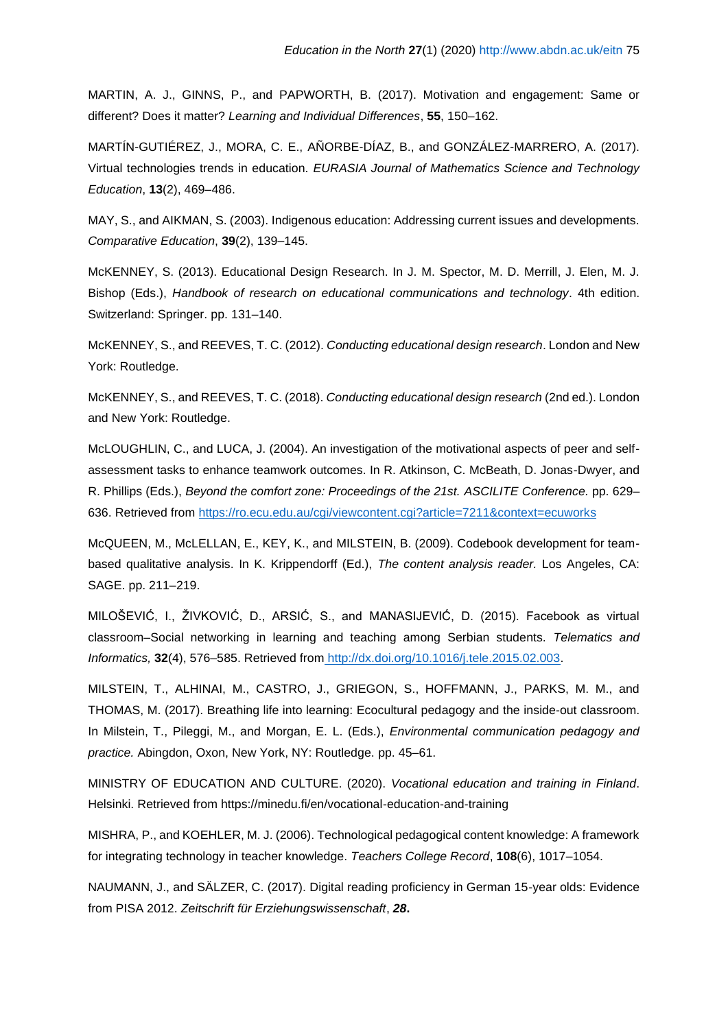MARTIN, A. J., GINNS, P., and PAPWORTH, B. (2017). Motivation and engagement: Same or different? Does it matter? *Learning and Individual Differences*, **55**, 150–162.

MARTÍN-GUTIÉREZ, J., MORA, C. E., AÑORBE-DÍAZ, B., and GONZÁLEZ-MARRERO, A. (2017). Virtual technologies trends in education. *EURASIA Journal of Mathematics Science and Technology Education*, **13**(2), 469–486.

MAY, S., and AIKMAN, S. (2003). Indigenous education: Addressing current issues and developments. *Comparative Education*, **39**(2), 139–145.

McKENNEY, S. (2013). Educational Design Research. In J. M. Spector, M. D. Merrill, J. Elen, M. J. Bishop (Eds.), *Handbook of research on educational communications and technology*. 4th edition. Switzerland: Springer. pp. 131–140.

McKENNEY, S., and REEVES, T. C. (2012). *Conducting educational design research*. London and New York: Routledge.

McKENNEY, S., and REEVES, T. C. (2018). *Conducting educational design research* (2nd ed.). London and New York: Routledge.

McLOUGHLIN, C., and LUCA, J. (2004). An investigation of the motivational aspects of peer and self-assessment tasks to enhance teamwork outcomes. In R. Atkinson, C. McBeath, D. Jonas-Dwyer, and R. Phillips (Eds.), *Beyond the comfort zone: Proceedings of the 21st. ASCILITE Conference.* pp. 629–636. Retrieved from https://ro.ecu.edu.au/cgi/viewcontent.cgi?article=7211&context=ecuworks

McQUEEN, M., McLELLAN, E., KEY, K., and MILSTEIN, B. (2009). Codebook development for team-based qualitative analysis. In K. Krippendorff (Ed.), *The content analysis reader.* Los Angeles, CA: SAGE. pp. 211–219.

MILOŠEVIĆ, I., ŽIVKOVIĆ, D., ARSIĆ, S., and MANASIJEVIĆ, D. (2015). Facebook as virtual classroom–Social networking in learning and teaching among Serbian students. *Telematics and Informatics,* **32**(4), 576–585. Retrieved from http://dx.doi.org/10.1016/j.tele.2015.02.003.

MILSTEIN, T., ALHINAI, M., CASTRO, J., GRIEGON, S., HOFFMANN, J., PARKS, M. M., and THOMAS, M. (2017). Breathing life into learning: Ecocultural pedagogy and the inside-out classroom. In Milstein, T., Pileggi, M., and Morgan, E. L. (Eds.), *Environmental communication pedagogy and practice.* Abingdon, Oxon, New York, NY: Routledge. pp. 45–61.

MINISTRY OF EDUCATION AND CULTURE. (2020). *Vocational education and training in Finland*. Helsinki. Retrieved from https://minedu.fi/en/vocational-education-and-training

MISHRA, P., and KOEHLER, M. J. (2006). Technological pedagogical content knowledge: A framework for integrating technology in teacher knowledge. *Teachers College Record*, **108**(6), 1017–1054.

NAUMANN, J., and SÄLZER, C. (2017). Digital reading proficiency in German 15-year olds: Evidence from PISA 2012. *Zeitschrift für Erziehungswissenschaft*, ***28*****.**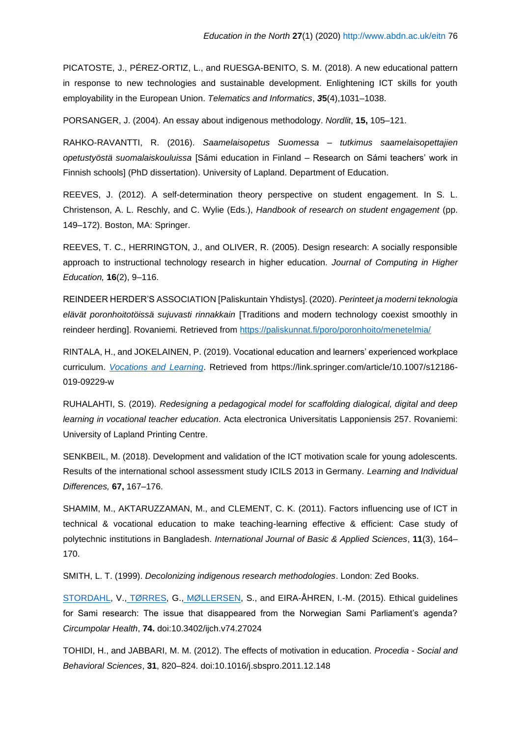PICATOSTE, J., PÉREZ-ORTIZ, L., and RUESGA-BENITO, S. M. (2018). A new educational pattern in response to new technologies and sustainable development. Enlightening ICT skills for youth employability in the European Union. *Telematics and Informatics*, ***35***(4),1031–1038.

PORSANGER, J. (2004). An essay about indigenous methodology. *Nordlit*, **15,** 105–121.

RAHKO-RAVANTTI, R. (2016). *Saamelaisopetus Suomessa – tutkimus saamelaisopettajien opetustyöstä suomalaiskouluissa* [Sámi education in Finland – Research on Sámi teachers' work in Finnish schools] (PhD dissertation). University of Lapland. Department of Education.

REEVES, J. (2012). A self-determination theory perspective on student engagement. In S. L. Christenson, A. L. Reschly, and C. Wylie (Eds.), *Handbook of research on student engagement* (pp. 149–172). Boston, MA: Springer.

REEVES, T. C., HERRINGTON, J., and OLIVER, R. (2005). Design research: A socially responsible approach to instructional technology research in higher education. *Journal of Computing in Higher Education,* **16**(2), 9–116.

REINDEER HERDER'S ASSOCIATION [Paliskuntain Yhdistys]. (2020). *Perinteet ja moderni teknologia elävät poronhoitotöissä sujuvasti rinnakkain* [Traditions and modern technology coexist smoothly in reindeer herding]. Rovaniemi. Retrieved from https://paliskunnat.fi/poro/poronhoito/menetelmia/

RINTALA, H., and JOKELAINEN, P. (2019). Vocational education and learners' experienced workplace curriculum. *Vocations and Learning*. Retrieved from https://link.springer.com/article/10.1007/s12186-019-09229-w

RUHALAHTI, S. (2019). *Redesigning a pedagogical model for scaffolding dialogical, digital and deep learning in vocational teacher education*. Acta electronica Universitatis Lapponiensis 257. Rovaniemi: University of Lapland Printing Centre.

SENKBEIL, M. (2018). Development and validation of the ICT motivation scale for young adolescents. Results of the international school assessment study ICILS 2013 in Germany. *Learning and Individual Differences,* **67,** 167–176.

SHAMIM, M., AKTARUZZAMAN, M., and CLEMENT, C. K. (2011). Factors influencing use of ICT in technical & vocational education to make teaching-learning effective & efficient: Case study of polytechnic institutions in Bangladesh. *International Journal of Basic & Applied Sciences*, **11**(3), 164–170.

SMITH, L. T. (1999). *Decolonizing indigenous research methodologies*. London: Zed Books.

STORDAHL, V., TØRRES, G., MØLLERSEN, S., and EIRA-ÅHREN, I.-M. (2015). Ethical guidelines for Sami research: The issue that disappeared from the Norwegian Sami Parliament's agenda? *Circumpolar Health*, **74.** doi:10.3402/ijch.v74.27024

TOHIDI, H., and JABBARI, M. M. (2012). The effects of motivation in education. *Procedia - Social and Behavioral Sciences*, **31**, 820–824. doi:10.1016/j.sbspro.2011.12.148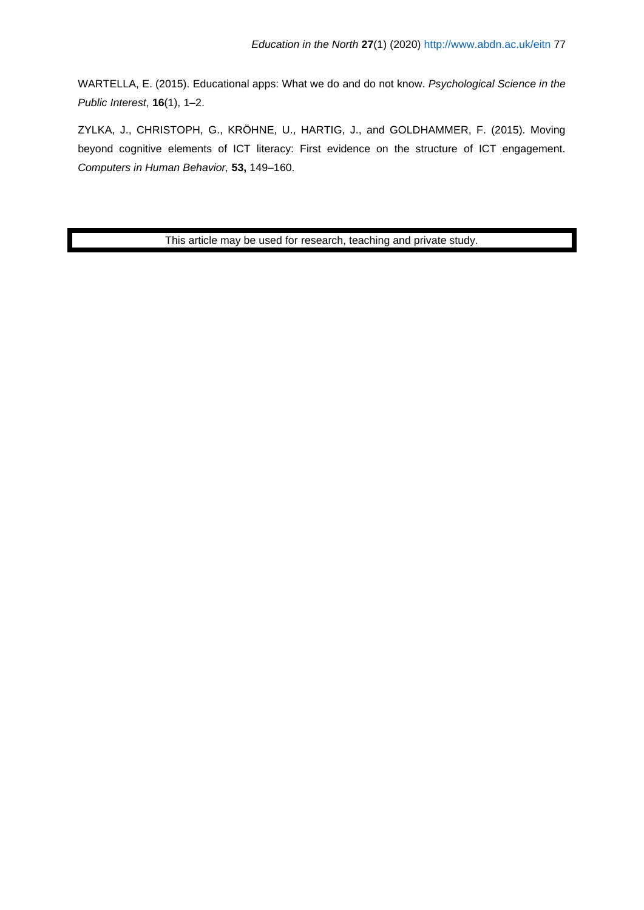WARTELLA, E. (2015). Educational apps: What we do and do not know. *Psychological Science in the Public Interest*, **16**(1), 1–2.

ZYLKA, J., CHRISTOPH, G., KRÖHNE, U., HARTIG, J., and GOLDHAMMER, F. (2015). Moving beyond cognitive elements of ICT literacy: First evidence on the structure of ICT engagement. *Computers in Human Behavior,* **53,** 149–160.

This article may be used for research, teaching and private study.